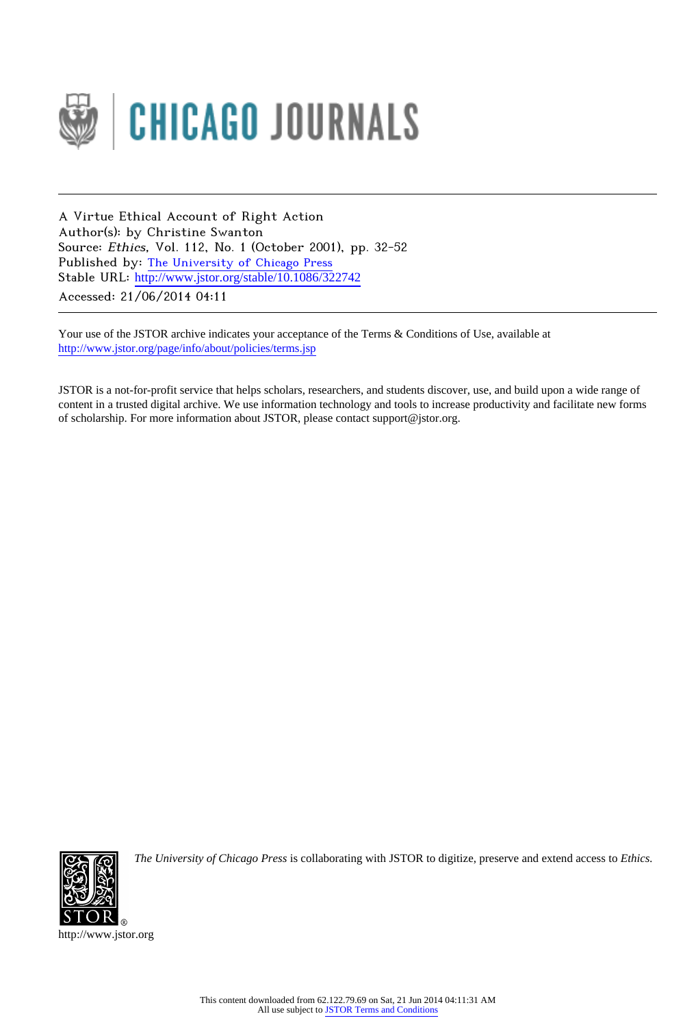CHICAGO JOURNALS

A Virtue Ethical Account of Right Action
Author(s): by Christine Swanton
Source: *Ethics*, Vol. 112, No. 1 (October 2001), pp. 32-52
Published by: The University of Chicago Press
Stable URL: http://www.jstor.org/stable/10.1086/322742
Accessed: 21/06/2014 04:11

Your use of the JSTOR archive indicates your acceptance of the Terms & Conditions of Use, available at
http://www.jstor.org/page/info/about/policies/terms.jsp

JSTOR is a not-for-profit service that helps scholars, researchers, and students discover, use, and build upon a wide range of content in a trusted digital archive. We use information technology and tools to increase productivity and facilitate new forms of scholarship. For more information about JSTOR, please contact support@jstor.org.

*The University of Chicago Press* is collaborating with JSTOR to digitize, preserve and extend access to *Ethics*.

http://www.jstor.org

This content downloaded from 62.122.79.69 on Sat, 21 Jun 2014 04:11:31 AM
All use subject to JSTOR Terms and Conditions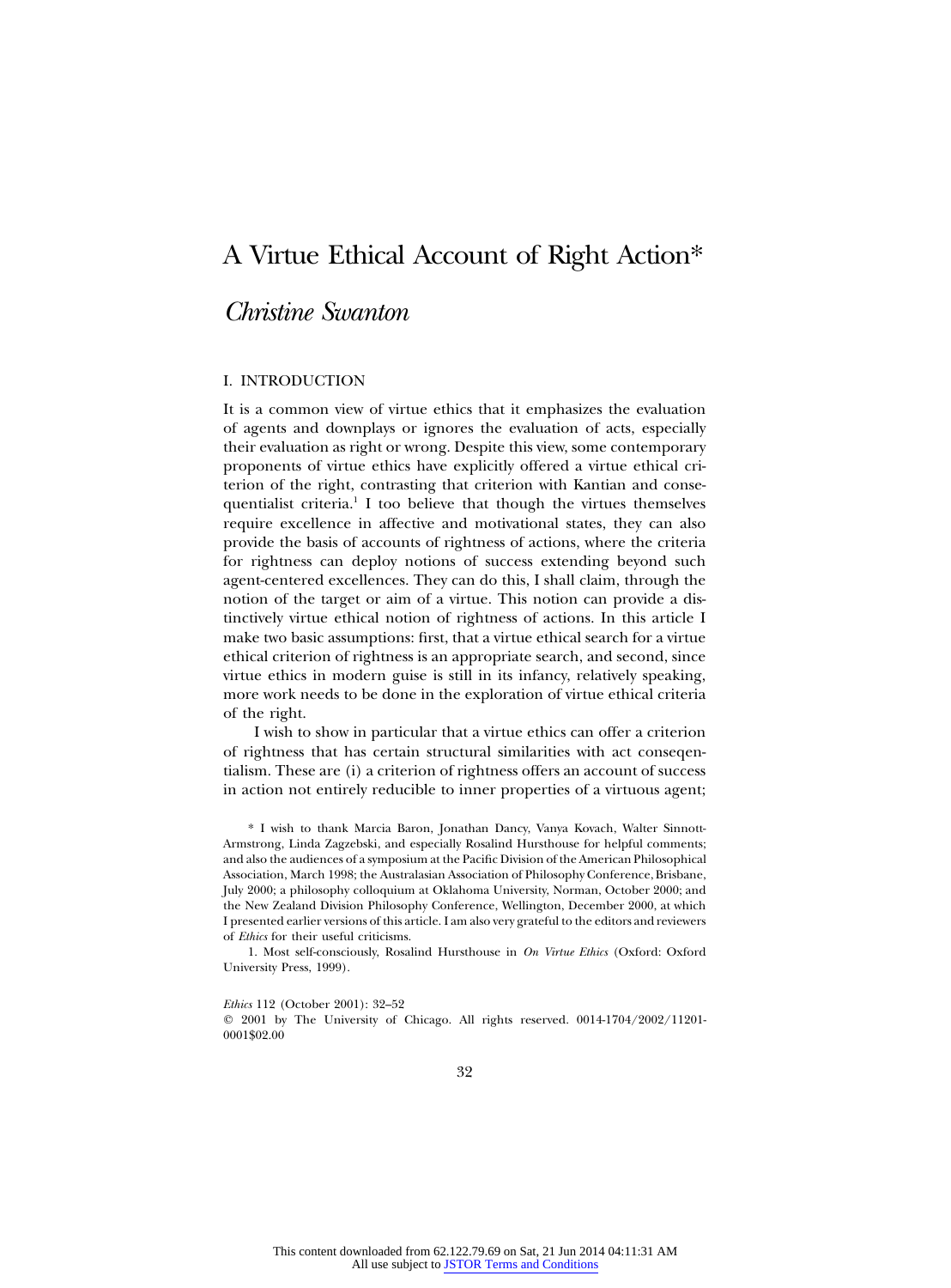# A Virtue Ethical Account of Right Action*

## *Christine Swanton*

### I. INTRODUCTION

It is a common view of virtue ethics that it emphasizes the evaluation of agents and downplays or ignores the evaluation of acts, especially their evaluation as right or wrong. Despite this view, some contemporary proponents of virtue ethics have explicitly offered a virtue ethical criterion of the right, contrasting that criterion with Kantian and consequentialist criteria.[1] I too believe that though the virtues themselves require excellence in affective and motivational states, they can also provide the basis of accounts of rightness of actions, where the criteria for rightness can deploy notions of success extending beyond such agent-centered excellences. They can do this, I shall claim, through the notion of the target or aim of a virtue. This notion can provide a distinctively virtue ethical notion of rightness of actions. In this article I make two basic assumptions: first, that a virtue ethical search for a virtue ethical criterion of rightness is an appropriate search, and second, since virtue ethics in modern guise is still in its infancy, relatively speaking, more work needs to be done in the exploration of virtue ethical criteria of the right.

I wish to show in particular that a virtue ethics can offer a criterion of rightness that has certain structural similarities with act conseqentialism. These are (i) a criterion of rightness offers an account of success in action not entirely reducible to inner properties of a virtuous agent;

\* I wish to thank Marcia Baron, Jonathan Dancy, Vanya Kovach, Walter Sinnott-Armstrong, Linda Zagzebski, and especially Rosalind Hursthouse for helpful comments; and also the audiences of a symposium at the Pacific Division of the American Philosophical Association, March 1998; the Australasian Association of Philosophy Conference, Brisbane, July 2000; a philosophy colloquium at Oklahoma University, Norman, October 2000; and the New Zealand Division Philosophy Conference, Wellington, December 2000, at which I presented earlier versions of this article. I am also very grateful to the editors and reviewers of *Ethics* for their useful criticisms.

1. Most self-consciously, Rosalind Hursthouse in *On Virtue Ethics* (Oxford: Oxford University Press, 1999).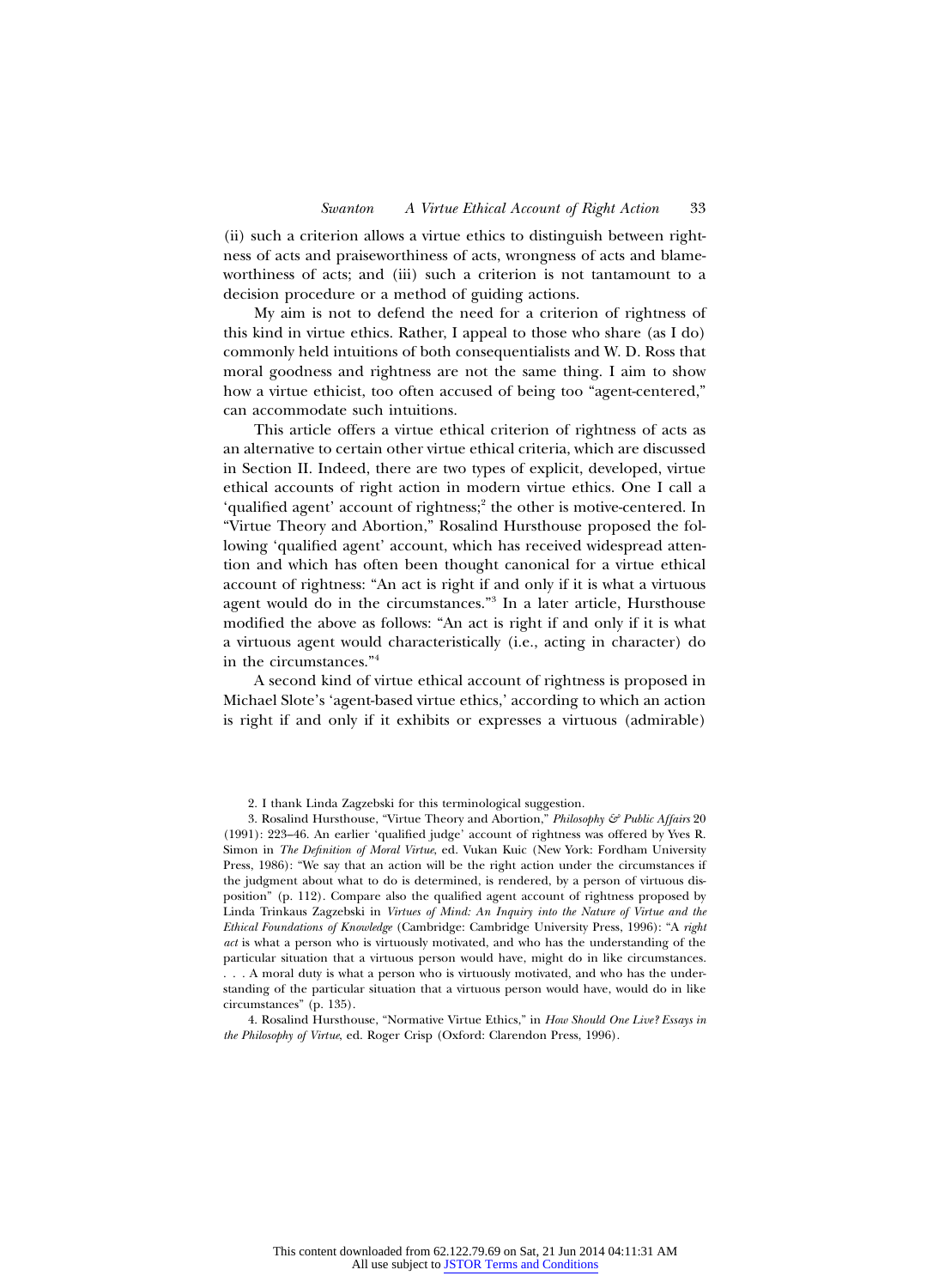(ii) such a criterion allows a virtue ethics to distinguish between rightness of acts and praiseworthiness of acts, wrongness of acts and blameworthiness of acts; and (iii) such a criterion is not tantamount to a decision procedure or a method of guiding actions.

My aim is not to defend the need for a criterion of rightness of this kind in virtue ethics. Rather, I appeal to those who share (as I do) commonly held intuitions of both consequentialists and W. D. Ross that moral goodness and rightness are not the same thing. I aim to show how a virtue ethicist, too often accused of being too "agent-centered," can accommodate such intuitions.

This article offers a virtue ethical criterion of rightness of acts as an alternative to certain other virtue ethical criteria, which are discussed in Section II. Indeed, there are two types of explicit, developed, virtue ethical accounts of right action in modern virtue ethics. One I call a 'qualified agent' account of rightness;[2] the other is motive-centered. In "Virtue Theory and Abortion," Rosalind Hursthouse proposed the following 'qualified agent' account, which has received widespread attention and which has often been thought canonical for a virtue ethical account of rightness: "An act is right if and only if it is what a virtuous agent would do in the circumstances."[3] In a later article, Hursthouse modified the above as follows: "An act is right if and only if it is what a virtuous agent would characteristically (i.e., acting in character) do in the circumstances."[4]

A second kind of virtue ethical account of rightness is proposed in Michael Slote's 'agent-based virtue ethics,' according to which an action is right if and only if it exhibits or expresses a virtuous (admirable)

---

2. I thank Linda Zagzebski for this terminological suggestion.

3. Rosalind Hursthouse, "Virtue Theory and Abortion," *Philosophy & Public Affairs* 20 (1991): 223–46. An earlier 'qualified judge' account of rightness was offered by Yves R. Simon in *The Definition of Moral Virtue*, ed. Vukan Kuic (New York: Fordham University Press, 1986): "We say that an action will be the right action under the circumstances if the judgment about what to do is determined, is rendered, by a person of virtuous disposition" (p. 112). Compare also the qualified agent account of rightness proposed by Linda Trinkaus Zagzebski in *Virtues of Mind: An Inquiry into the Nature of Virtue and the Ethical Foundations of Knowledge* (Cambridge: Cambridge University Press, 1996): "A *right act* is what a person who is virtuously motivated, and who has the understanding of the particular situation that a virtuous person would have, might do in like circumstances. . . . A moral duty is what a person who is virtuously motivated, and who has the understanding of the particular situation that a virtuous person would have, would do in like circumstances" (p. 135).

4. Rosalind Hursthouse, "Normative Virtue Ethics," in *How Should One Live? Essays in the Philosophy of Virtue*, ed. Roger Crisp (Oxford: Clarendon Press, 1996).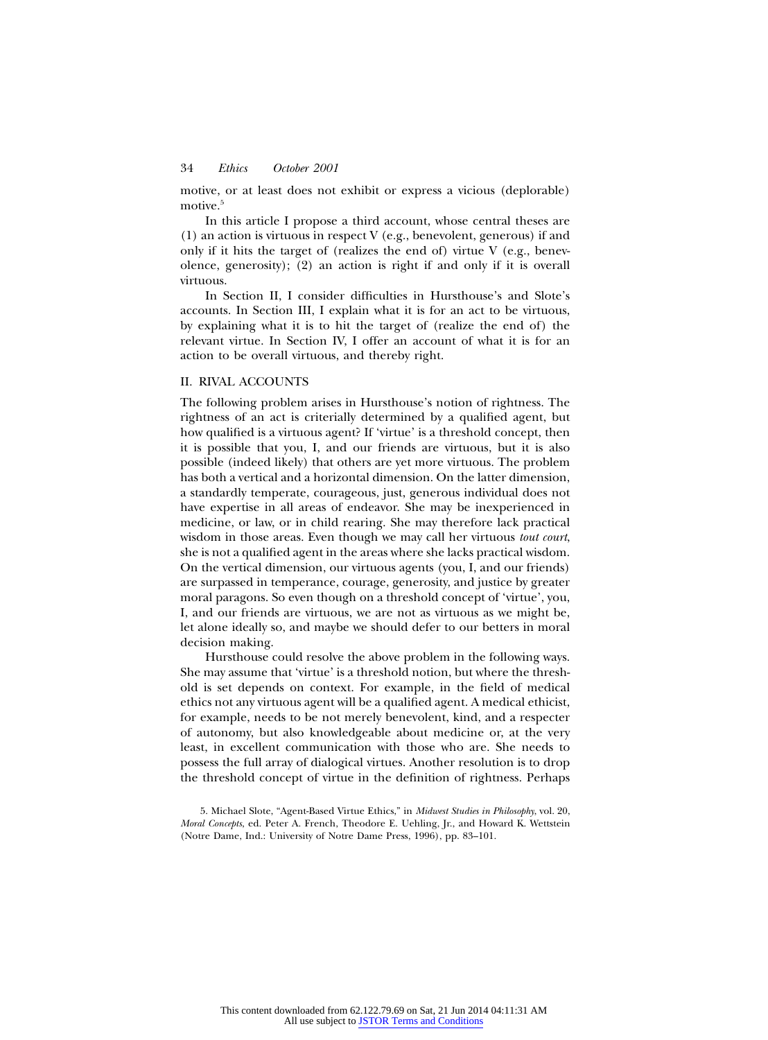motive, or at least does not exhibit or express a vicious (deplorable) motive.[5]

In this article I propose a third account, whose central theses are (1) an action is virtuous in respect V (e.g., benevolent, generous) if and only if it hits the target of (realizes the end of) virtue V (e.g., benevolence, generosity); (2) an action is right if and only if it is overall virtuous.

In Section II, I consider difficulties in Hursthouse's and Slote's accounts. In Section III, I explain what it is for an act to be virtuous, by explaining what it is to hit the target of (realize the end of) the relevant virtue. In Section IV, I offer an account of what it is for an action to be overall virtuous, and thereby right.

## II. RIVAL ACCOUNTS

The following problem arises in Hursthouse's notion of rightness. The rightness of an act is criterially determined by a qualified agent, but how qualified is a virtuous agent? If 'virtue' is a threshold concept, then it is possible that you, I, and our friends are virtuous, but it is also possible (indeed likely) that others are yet more virtuous. The problem has both a vertical and a horizontal dimension. On the latter dimension, a standardly temperate, courageous, just, generous individual does not have expertise in all areas of endeavor. She may be inexperienced in medicine, or law, or in child rearing. She may therefore lack practical wisdom in those areas. Even though we may call her virtuous *tout court*, she is not a qualified agent in the areas where she lacks practical wisdom. On the vertical dimension, our virtuous agents (you, I, and our friends) are surpassed in temperance, courage, generosity, and justice by greater moral paragons. So even though on a threshold concept of 'virtue', you, I, and our friends are virtuous, we are not as virtuous as we might be, let alone ideally so, and maybe we should defer to our betters in moral decision making.

Hursthouse could resolve the above problem in the following ways. She may assume that 'virtue' is a threshold notion, but where the threshold is set depends on context. For example, in the field of medical ethics not any virtuous agent will be a qualified agent. A medical ethicist, for example, needs to be not merely benevolent, kind, and a respecter of autonomy, but also knowledgeable about medicine or, at the very least, in excellent communication with those who are. She needs to possess the full array of dialogical virtues. Another resolution is to drop the threshold concept of virtue in the definition of rightness. Perhaps

5. Michael Slote, "Agent-Based Virtue Ethics," in *Midwest Studies in Philosophy*, vol. 20, *Moral Concepts*, ed. Peter A. French, Theodore E. Uehling, Jr., and Howard K. Wettstein (Notre Dame, Ind.: University of Notre Dame Press, 1996), pp. 83–101.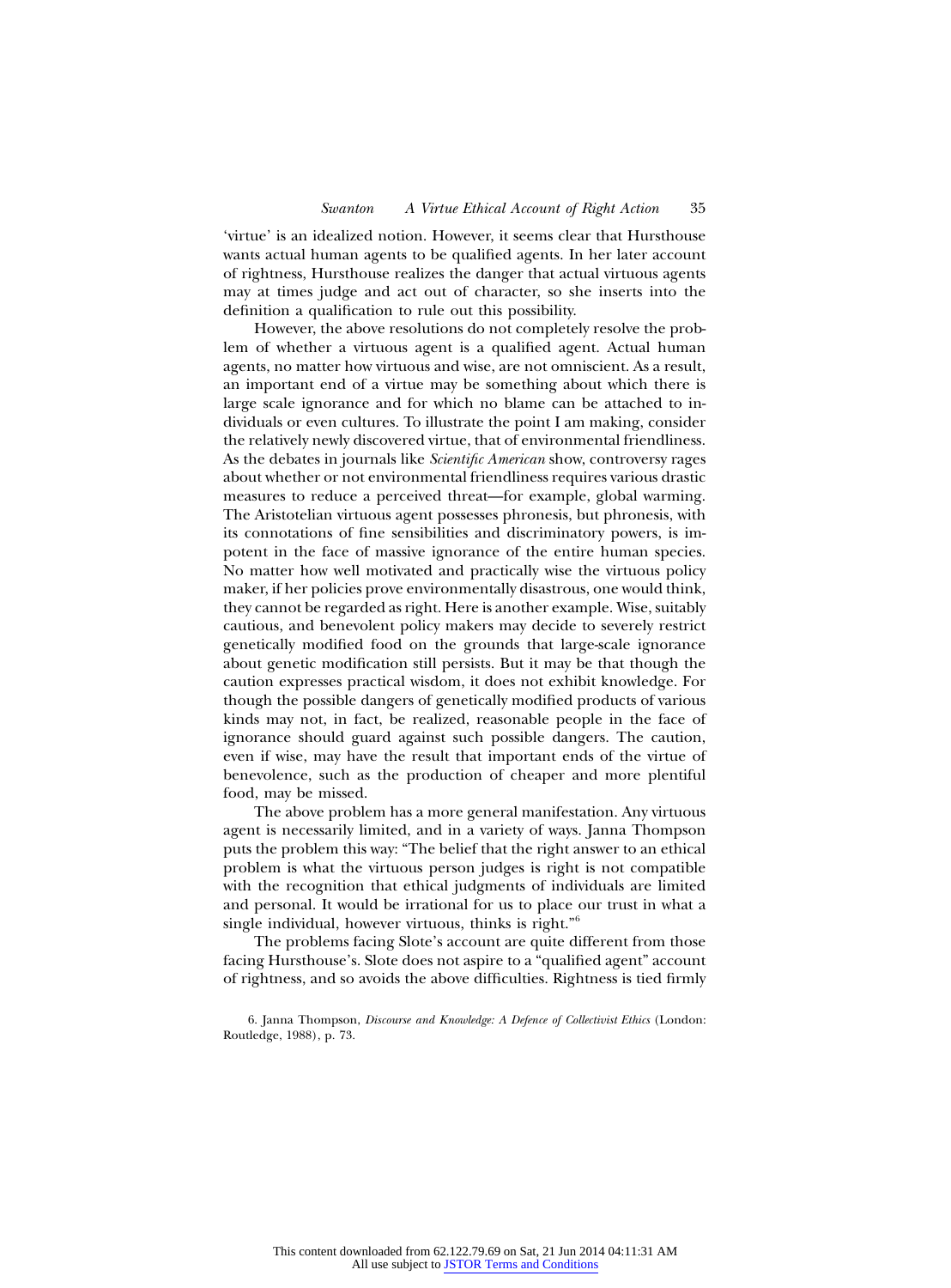'virtue' is an idealized notion. However, it seems clear that Hursthouse wants actual human agents to be qualified agents. In her later account of rightness, Hursthouse realizes the danger that actual virtuous agents may at times judge and act out of character, so she inserts into the definition a qualification to rule out this possibility.

However, the above resolutions do not completely resolve the problem of whether a virtuous agent is a qualified agent. Actual human agents, no matter how virtuous and wise, are not omniscient. As a result, an important end of a virtue may be something about which there is large scale ignorance and for which no blame can be attached to individuals or even cultures. To illustrate the point I am making, consider the relatively newly discovered virtue, that of environmental friendliness. As the debates in journals like *Scientific American* show, controversy rages about whether or not environmental friendliness requires various drastic measures to reduce a perceived threat—for example, global warming. The Aristotelian virtuous agent possesses phronesis, but phronesis, with its connotations of fine sensibilities and discriminatory powers, is impotent in the face of massive ignorance of the entire human species. No matter how well motivated and practically wise the virtuous policy maker, if her policies prove environmentally disastrous, one would think, they cannot be regarded as right. Here is another example. Wise, suitably cautious, and benevolent policy makers may decide to severely restrict genetically modified food on the grounds that large-scale ignorance about genetic modification still persists. But it may be that though the caution expresses practical wisdom, it does not exhibit knowledge. For though the possible dangers of genetically modified products of various kinds may not, in fact, be realized, reasonable people in the face of ignorance should guard against such possible dangers. The caution, even if wise, may have the result that important ends of the virtue of benevolence, such as the production of cheaper and more plentiful food, may be missed.

The above problem has a more general manifestation. Any virtuous agent is necessarily limited, and in a variety of ways. Janna Thompson puts the problem this way: "The belief that the right answer to an ethical problem is what the virtuous person judges is right is not compatible with the recognition that ethical judgments of individuals are limited and personal. It would be irrational for us to place our trust in what a single individual, however virtuous, thinks is right."[6]

The problems facing Slote's account are quite different from those facing Hursthouse's. Slote does not aspire to a "qualified agent" account of rightness, and so avoids the above difficulties. Rightness is tied firmly

6. Janna Thompson, *Discourse and Knowledge: A Defence of Collectivist Ethics* (London: Routledge, 1988), p. 73.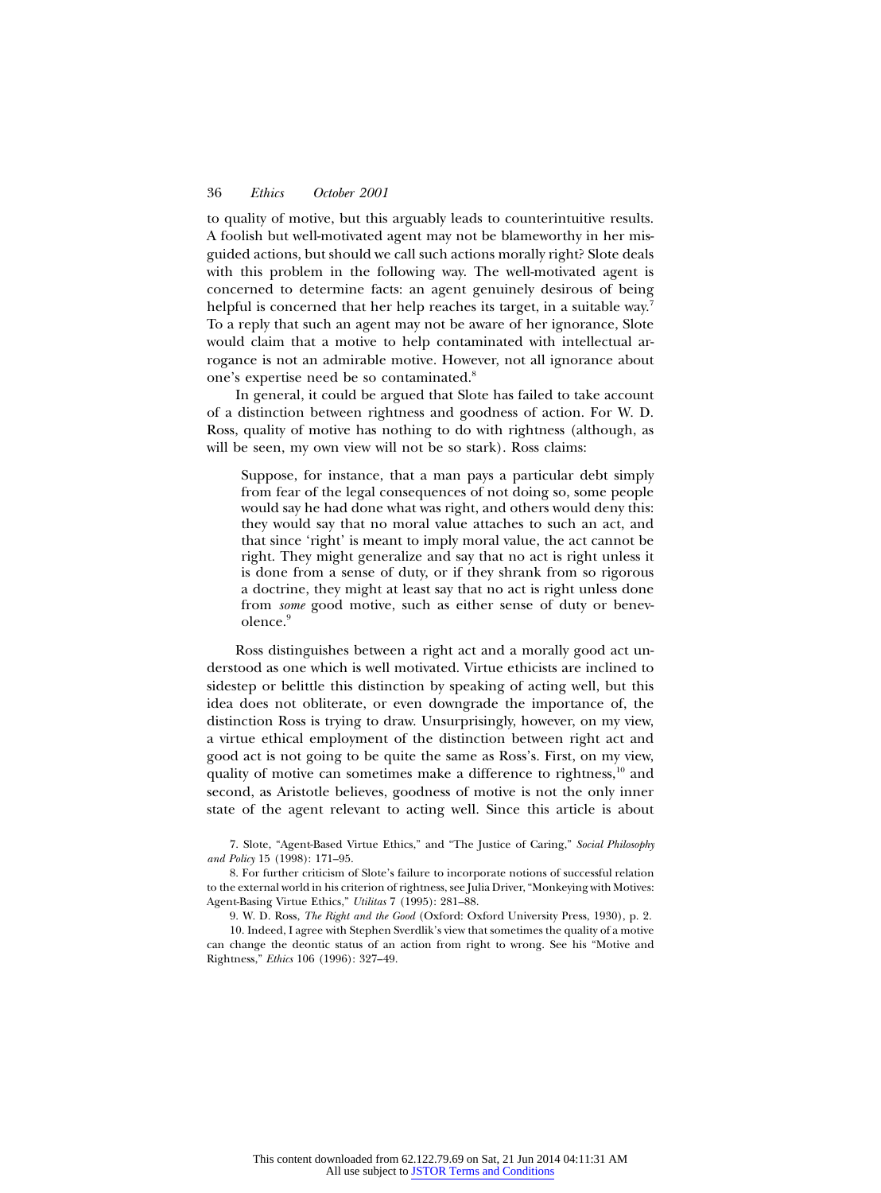to quality of motive, but this arguably leads to counterintuitive results. A foolish but well-motivated agent may not be blameworthy in her misguided actions, but should we call such actions morally right? Slote deals with this problem in the following way. The well-motivated agent is concerned to determine facts: an agent genuinely desirous of being helpful is concerned that her help reaches its target, in a suitable way.[7] To a reply that such an agent may not be aware of her ignorance, Slote would claim that a motive to help contaminated with intellectual arrogance is not an admirable motive. However, not all ignorance about one's expertise need be so contaminated.[8]

In general, it could be argued that Slote has failed to take account of a distinction between rightness and goodness of action. For W. D. Ross, quality of motive has nothing to do with rightness (although, as will be seen, my own view will not be so stark). Ross claims:

> Suppose, for instance, that a man pays a particular debt simply from fear of the legal consequences of not doing so, some people would say he had done what was right, and others would deny this: they would say that no moral value attaches to such an act, and that since 'right' is meant to imply moral value, the act cannot be right. They might generalize and say that no act is right unless it is done from a sense of duty, or if they shrank from so rigorous a doctrine, they might at least say that no act is right unless done from *some* good motive, such as either sense of duty or benevolence.[9]

Ross distinguishes between a right act and a morally good act understood as one which is well motivated. Virtue ethicists are inclined to sidestep or belittle this distinction by speaking of acting well, but this idea does not obliterate, or even downgrade the importance of, the distinction Ross is trying to draw. Unsurprisingly, however, on my view, a virtue ethical employment of the distinction between right act and good act is not going to be quite the same as Ross's. First, on my view, quality of motive can sometimes make a difference to rightness,[10] and second, as Aristotle believes, goodness of motive is not the only inner state of the agent relevant to acting well. Since this article is about

7. Slote, "Agent-Based Virtue Ethics," and "The Justice of Caring," *Social Philosophy and Policy* 15 (1998): 171–95.

8. For further criticism of Slote's failure to incorporate notions of successful relation to the external world in his criterion of rightness, see Julia Driver, "Monkeying with Motives: Agent-Basing Virtue Ethics," *Utilitas* 7 (1995): 281–88.

9. W. D. Ross, *The Right and the Good* (Oxford: Oxford University Press, 1930), p. 2.

10. Indeed, I agree with Stephen Sverdlik's view that sometimes the quality of a motive can change the deontic status of an action from right to wrong. See his "Motive and Rightness," *Ethics* 106 (1996): 327–49.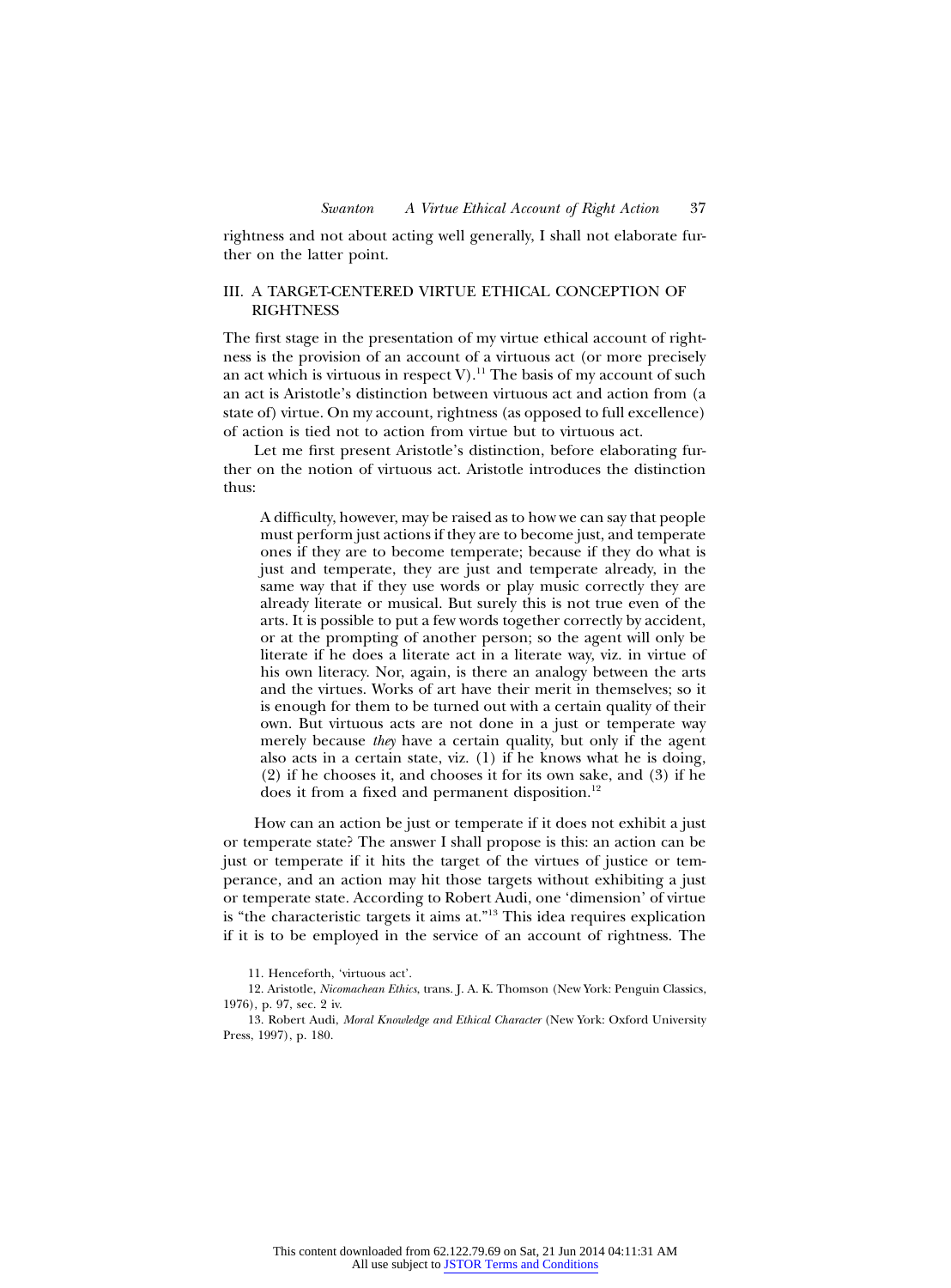rightness and not about acting well generally, I shall not elaborate further on the latter point.

## III. A TARGET-CENTERED VIRTUE ETHICAL CONCEPTION OF RIGHTNESS

The first stage in the presentation of my virtue ethical account of rightness is the provision of an account of a virtuous act (or more precisely an act which is virtuous in respect V).[11] The basis of my account of such an act is Aristotle's distinction between virtuous act and action from (a state of) virtue. On my account, rightness (as opposed to full excellence) of action is tied not to action from virtue but to virtuous act.

Let me first present Aristotle's distinction, before elaborating further on the notion of virtuous act. Aristotle introduces the distinction thus:

> A difficulty, however, may be raised as to how we can say that people must perform just actions if they are to become just, and temperate ones if they are to become temperate; because if they do what is just and temperate, they are just and temperate already, in the same way that if they use words or play music correctly they are already literate or musical. But surely this is not true even of the arts. It is possible to put a few words together correctly by accident, or at the prompting of another person; so the agent will only be literate if he does a literate act in a literate way, viz. in virtue of his own literacy. Nor, again, is there an analogy between the arts and the virtues. Works of art have their merit in themselves; so it is enough for them to be turned out with a certain quality of their own. But virtuous acts are not done in a just or temperate way merely because *they* have a certain quality, but only if the agent also acts in a certain state, viz. (1) if he knows what he is doing, (2) if he chooses it, and chooses it for its own sake, and (3) if he does it from a fixed and permanent disposition.[12]

How can an action be just or temperate if it does not exhibit a just or temperate state? The answer I shall propose is this: an action can be just or temperate if it hits the target of the virtues of justice or temperance, and an action may hit those targets without exhibiting a just or temperate state. According to Robert Audi, one 'dimension' of virtue is "the characteristic targets it aims at."[13] This idea requires explication if it is to be employed in the service of an account of rightness. The

11. Henceforth, 'virtuous act'.

12. Aristotle, *Nicomachean Ethics*, trans. J. A. K. Thomson (New York: Penguin Classics, 1976), p. 97, sec. 2 iv.

13. Robert Audi, *Moral Knowledge and Ethical Character* (New York: Oxford University Press, 1997), p. 180.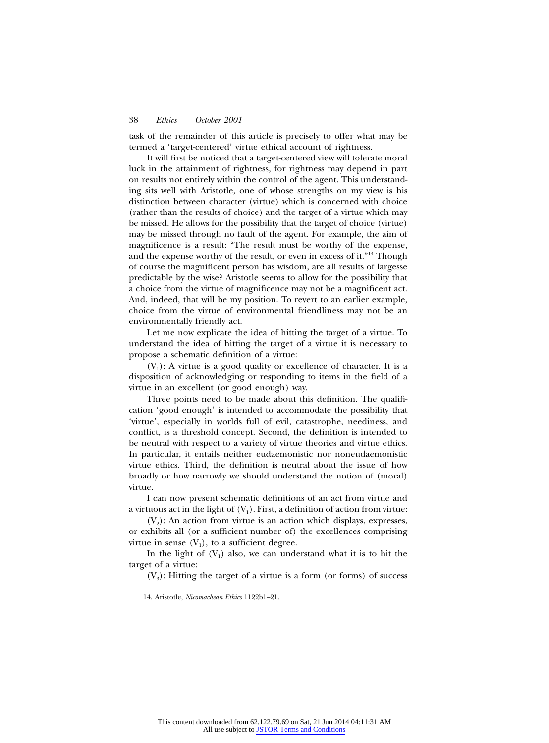task of the remainder of this article is precisely to offer what may be termed a 'target-centered' virtue ethical account of rightness.

It will first be noticed that a target-centered view will tolerate moral luck in the attainment of rightness, for rightness may depend in part on results not entirely within the control of the agent. This understanding sits well with Aristotle, one of whose strengths on my view is his distinction between character (virtue) which is concerned with choice (rather than the results of choice) and the target of a virtue which may be missed. He allows for the possibility that the target of choice (virtue) may be missed through no fault of the agent. For example, the aim of magnificence is a result: "The result must be worthy of the expense, and the expense worthy of the result, or even in excess of it."[14] Though of course the magnificent person has wisdom, are all results of largesse predictable by the wise? Aristotle seems to allow for the possibility that a choice from the virtue of magnificence may not be a magnificent act. And, indeed, that will be my position. To revert to an earlier example, choice from the virtue of environmental friendliness may not be an environmentally friendly act.

Let me now explicate the idea of hitting the target of a virtue. To understand the idea of hitting the target of a virtue it is necessary to propose a schematic definition of a virtue:

($V_1$): A virtue is a good quality or excellence of character. It is a disposition of acknowledging or responding to items in the field of a virtue in an excellent (or good enough) way.

Three points need to be made about this definition. The qualification 'good enough' is intended to accommodate the possibility that 'virtue', especially in worlds full of evil, catastrophe, neediness, and conflict, is a threshold concept. Second, the definition is intended to be neutral with respect to a variety of virtue theories and virtue ethics. In particular, it entails neither eudaemonistic nor noneudaemonistic virtue ethics. Third, the definition is neutral about the issue of how broadly or how narrowly we should understand the notion of (moral) virtue.

I can now present schematic definitions of an act from virtue and a virtuous act in the light of ($V_1$). First, a definition of action from virtue:

($V_2$): An action from virtue is an action which displays, expresses, or exhibits all (or a sufficient number of) the excellences comprising virtue in sense ($V_1$), to a sufficient degree.

In the light of ($V_1$) also, we can understand what it is to hit the target of a virtue:

($V_3$): Hitting the target of a virtue is a form (or forms) of success

14. Aristotle, *Nicomachean Ethics* 1122b1–21.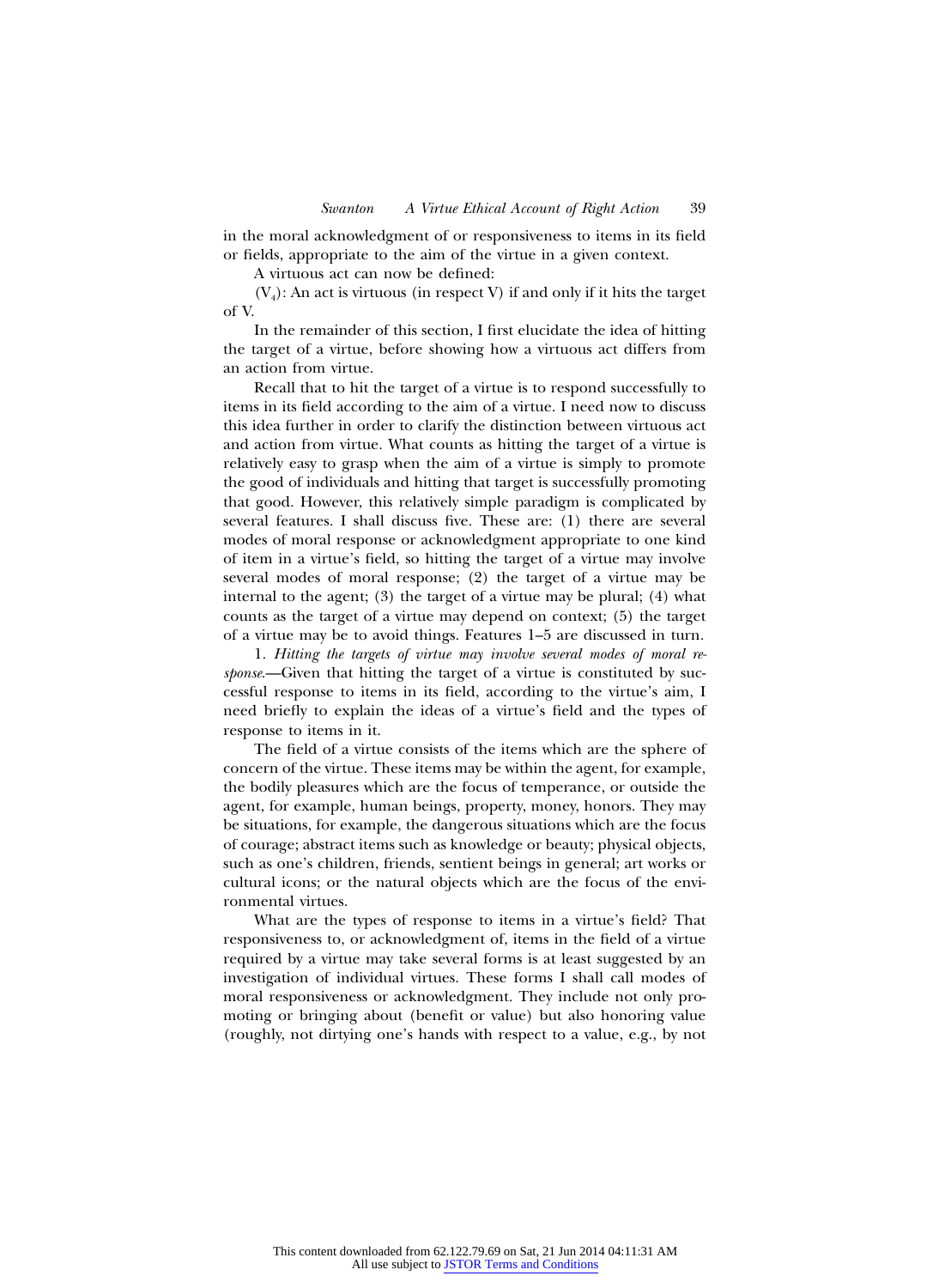in the moral acknowledgment of or responsiveness to items in its field or fields, appropriate to the aim of the virtue in a given context.

A virtuous act can now be defined:

($V_4$): An act is virtuous (in respect V) if and only if it hits the target of V.

In the remainder of this section, I first elucidate the idea of hitting the target of a virtue, before showing how a virtuous act differs from an action from virtue.

Recall that to hit the target of a virtue is to respond successfully to items in its field according to the aim of a virtue. I need now to discuss this idea further in order to clarify the distinction between virtuous act and action from virtue. What counts as hitting the target of a virtue is relatively easy to grasp when the aim of a virtue is simply to promote the good of individuals and hitting that target is successfully promoting that good. However, this relatively simple paradigm is complicated by several features. I shall discuss five. These are: (1) there are several modes of moral response or acknowledgment appropriate to one kind of item in a virtue's field, so hitting the target of a virtue may involve several modes of moral response; (2) the target of a virtue may be internal to the agent; (3) the target of a virtue may be plural; (4) what counts as the target of a virtue may depend on context; (5) the target of a virtue may be to avoid things. Features 1–5 are discussed in turn.

1. *Hitting the targets of virtue may involve several modes of moral response.*—Given that hitting the target of a virtue is constituted by successful response to items in its field, according to the virtue's aim, I need briefly to explain the ideas of a virtue's field and the types of response to items in it.

The field of a virtue consists of the items which are the sphere of concern of the virtue. These items may be within the agent, for example, the bodily pleasures which are the focus of temperance, or outside the agent, for example, human beings, property, money, honors. They may be situations, for example, the dangerous situations which are the focus of courage; abstract items such as knowledge or beauty; physical objects, such as one's children, friends, sentient beings in general; art works or cultural icons; or the natural objects which are the focus of the environmental virtues.

What are the types of response to items in a virtue's field? That responsiveness to, or acknowledgment of, items in the field of a virtue required by a virtue may take several forms is at least suggested by an investigation of individual virtues. These forms I shall call modes of moral responsiveness or acknowledgment. They include not only promoting or bringing about (benefit or value) but also honoring value (roughly, not dirtying one's hands with respect to a value, e.g., by not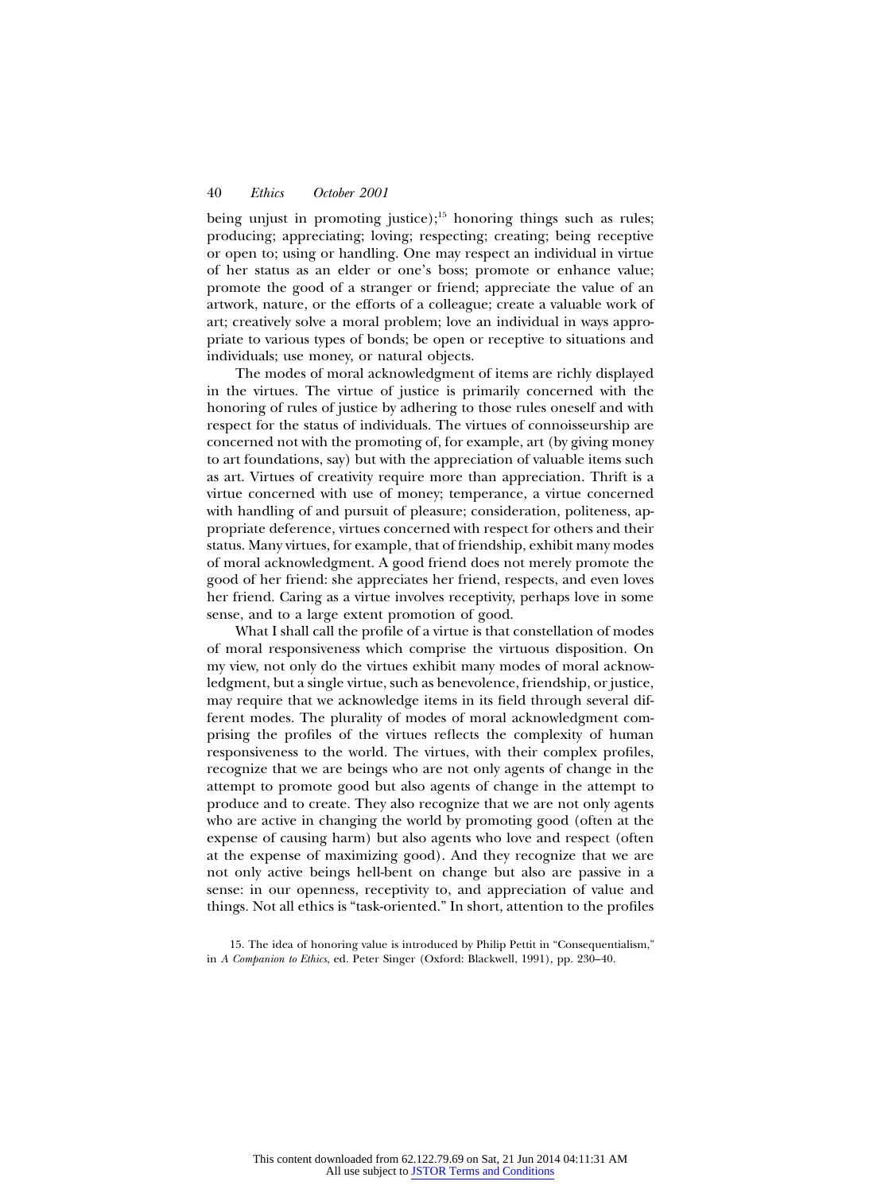being unjust in promoting justice);[15] honoring things such as rules; producing; appreciating; loving; respecting; creating; being receptive or open to; using or handling. One may respect an individual in virtue of her status as an elder or one's boss; promote or enhance value; promote the good of a stranger or friend; appreciate the value of an artwork, nature, or the efforts of a colleague; create a valuable work of art; creatively solve a moral problem; love an individual in ways appropriate to various types of bonds; be open or receptive to situations and individuals; use money, or natural objects.

The modes of moral acknowledgment of items are richly displayed in the virtues. The virtue of justice is primarily concerned with the honoring of rules of justice by adhering to those rules oneself and with respect for the status of individuals. The virtues of connoisseurship are concerned not with the promoting of, for example, art (by giving money to art foundations, say) but with the appreciation of valuable items such as art. Virtues of creativity require more than appreciation. Thrift is a virtue concerned with use of money; temperance, a virtue concerned with handling of and pursuit of pleasure; consideration, politeness, appropriate deference, virtues concerned with respect for others and their status. Many virtues, for example, that of friendship, exhibit many modes of moral acknowledgment. A good friend does not merely promote the good of her friend: she appreciates her friend, respects, and even loves her friend. Caring as a virtue involves receptivity, perhaps love in some sense, and to a large extent promotion of good.

What I shall call the profile of a virtue is that constellation of modes of moral responsiveness which comprise the virtuous disposition. On my view, not only do the virtues exhibit many modes of moral acknowledgment, but a single virtue, such as benevolence, friendship, or justice, may require that we acknowledge items in its field through several different modes. The plurality of modes of moral acknowledgment comprising the profiles of the virtues reflects the complexity of human responsiveness to the world. The virtues, with their complex profiles, recognize that we are beings who are not only agents of change in the attempt to promote good but also agents of change in the attempt to produce and to create. They also recognize that we are not only agents who are active in changing the world by promoting good (often at the expense of causing harm) but also agents who love and respect (often at the expense of maximizing good). And they recognize that we are not only active beings hell-bent on change but also are passive in a sense: in our openness, receptivity to, and appreciation of value and things. Not all ethics is "task-oriented." In short, attention to the profiles

15. The idea of honoring value is introduced by Philip Pettit in "Consequentialism," in *A Companion to Ethics*, ed. Peter Singer (Oxford: Blackwell, 1991), pp. 230–40.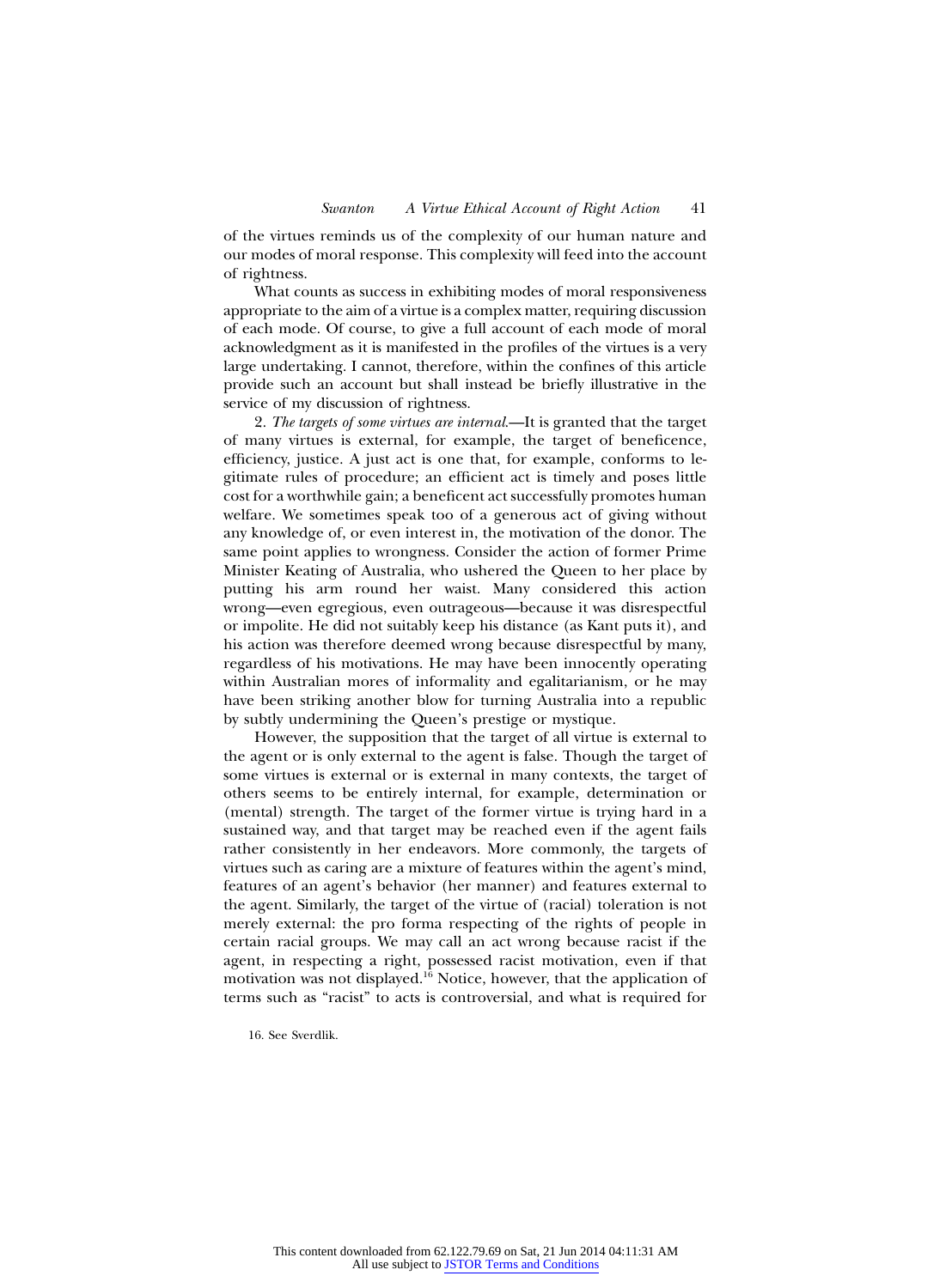of the virtues reminds us of the complexity of our human nature and our modes of moral response. This complexity will feed into the account of rightness.

What counts as success in exhibiting modes of moral responsiveness appropriate to the aim of a virtue is a complex matter, requiring discussion of each mode. Of course, to give a full account of each mode of moral acknowledgment as it is manifested in the profiles of the virtues is a very large undertaking. I cannot, therefore, within the confines of this article provide such an account but shall instead be briefly illustrative in the service of my discussion of rightness.

2. *The targets of some virtues are internal.*—It is granted that the target of many virtues is external, for example, the target of beneficence, efficiency, justice. A just act is one that, for example, conforms to legitimate rules of procedure; an efficient act is timely and poses little cost for a worthwhile gain; a beneficent act successfully promotes human welfare. We sometimes speak too of a generous act of giving without any knowledge of, or even interest in, the motivation of the donor. The same point applies to wrongness. Consider the action of former Prime Minister Keating of Australia, who ushered the Queen to her place by putting his arm round her waist. Many considered this action wrong—even egregious, even outrageous—because it was disrespectful or impolite. He did not suitably keep his distance (as Kant puts it), and his action was therefore deemed wrong because disrespectful by many, regardless of his motivations. He may have been innocently operating within Australian mores of informality and egalitarianism, or he may have been striking another blow for turning Australia into a republic by subtly undermining the Queen's prestige or mystique.

However, the supposition that the target of all virtue is external to the agent or is only external to the agent is false. Though the target of some virtues is external or is external in many contexts, the target of others seems to be entirely internal, for example, determination or (mental) strength. The target of the former virtue is trying hard in a sustained way, and that target may be reached even if the agent fails rather consistently in her endeavors. More commonly, the targets of virtues such as caring are a mixture of features within the agent's mind, features of an agent's behavior (her manner) and features external to the agent. Similarly, the target of the virtue of (racial) toleration is not merely external: the pro forma respecting of the rights of people in certain racial groups. We may call an act wrong because racist if the agent, in respecting a right, possessed racist motivation, even if that motivation was not displayed.[16] Notice, however, that the application of terms such as "racist" to acts is controversial, and what is required for

16. See Sverdlik.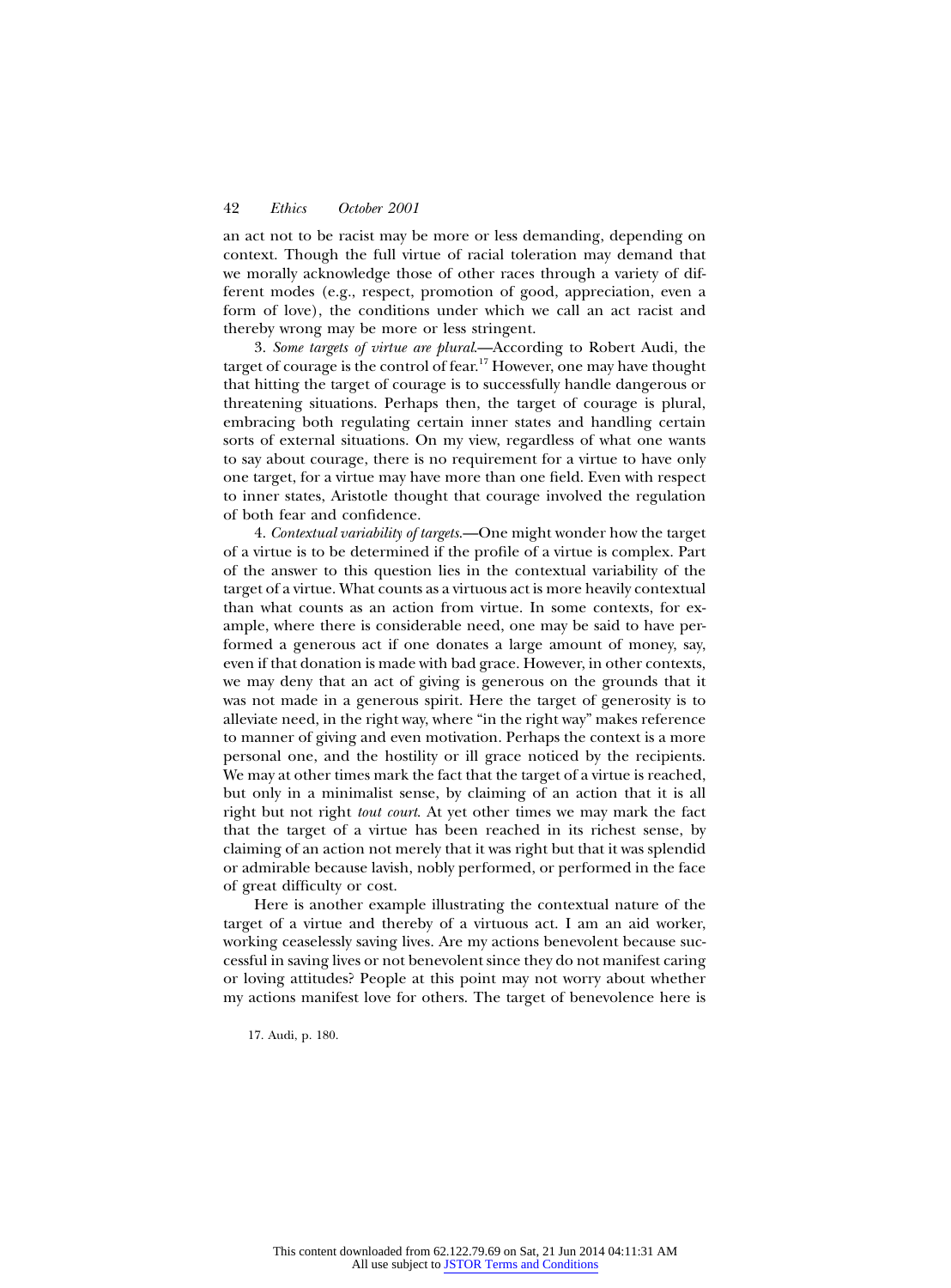an act not to be racist may be more or less demanding, depending on context. Though the full virtue of racial toleration may demand that we morally acknowledge those of other races through a variety of different modes (e.g., respect, promotion of good, appreciation, even a form of love), the conditions under which we call an act racist and thereby wrong may be more or less stringent.

3. *Some targets of virtue are plural.*—According to Robert Audi, the target of courage is the control of fear.[17] However, one may have thought that hitting the target of courage is to successfully handle dangerous or threatening situations. Perhaps then, the target of courage is plural, embracing both regulating certain inner states and handling certain sorts of external situations. On my view, regardless of what one wants to say about courage, there is no requirement for a virtue to have only one target, for a virtue may have more than one field. Even with respect to inner states, Aristotle thought that courage involved the regulation of both fear and confidence.

4. *Contextual variability of targets.*—One might wonder how the target of a virtue is to be determined if the profile of a virtue is complex. Part of the answer to this question lies in the contextual variability of the target of a virtue. What counts as a virtuous act is more heavily contextual than what counts as an action from virtue. In some contexts, for example, where there is considerable need, one may be said to have performed a generous act if one donates a large amount of money, say, even if that donation is made with bad grace. However, in other contexts, we may deny that an act of giving is generous on the grounds that it was not made in a generous spirit. Here the target of generosity is to alleviate need, in the right way, where "in the right way" makes reference to manner of giving and even motivation. Perhaps the context is a more personal one, and the hostility or ill grace noticed by the recipients. We may at other times mark the fact that the target of a virtue is reached, but only in a minimalist sense, by claiming of an action that it is all right but not right *tout court*. At yet other times we may mark the fact that the target of a virtue has been reached in its richest sense, by claiming of an action not merely that it was right but that it was splendid or admirable because lavish, nobly performed, or performed in the face of great difficulty or cost.

Here is another example illustrating the contextual nature of the target of a virtue and thereby of a virtuous act. I am an aid worker, working ceaselessly saving lives. Are my actions benevolent because successful in saving lives or not benevolent since they do not manifest caring or loving attitudes? People at this point may not worry about whether my actions manifest love for others. The target of benevolence here is

17. Audi, p. 180.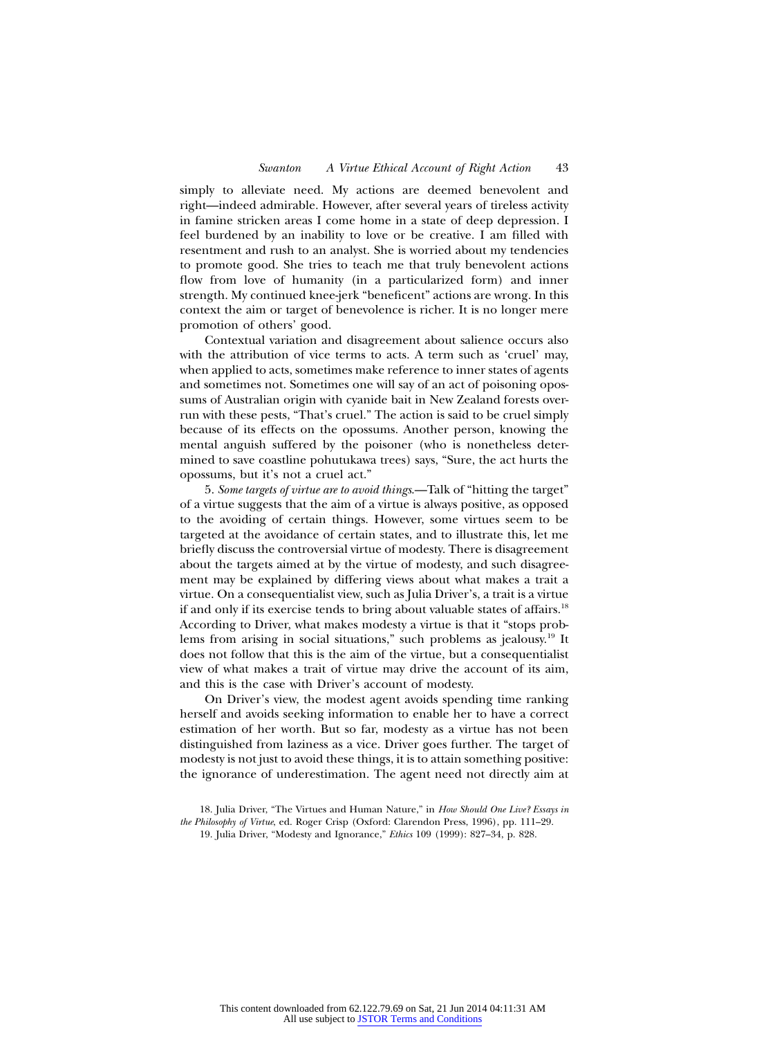simply to alleviate need. My actions are deemed benevolent and right—indeed admirable. However, after several years of tireless activity in famine stricken areas I come home in a state of deep depression. I feel burdened by an inability to love or be creative. I am filled with resentment and rush to an analyst. She is worried about my tendencies to promote good. She tries to teach me that truly benevolent actions flow from love of humanity (in a particularized form) and inner strength. My continued knee-jerk "beneficent" actions are wrong. In this context the aim or target of benevolence is richer. It is no longer mere promotion of others' good.

Contextual variation and disagreement about salience occurs also with the attribution of vice terms to acts. A term such as 'cruel' may, when applied to acts, sometimes make reference to inner states of agents and sometimes not. Sometimes one will say of an act of poisoning opossums of Australian origin with cyanide bait in New Zealand forests overrun with these pests, "That's cruel." The action is said to be cruel simply because of its effects on the opossums. Another person, knowing the mental anguish suffered by the poisoner (who is nonetheless determined to save coastline pohutukawa trees) says, "Sure, the act hurts the opossums, but it's not a cruel act."

5. *Some targets of virtue are to avoid things.*—Talk of "hitting the target" of a virtue suggests that the aim of a virtue is always positive, as opposed to the avoiding of certain things. However, some virtues seem to be targeted at the avoidance of certain states, and to illustrate this, let me briefly discuss the controversial virtue of modesty. There is disagreement about the targets aimed at by the virtue of modesty, and such disagreement may be explained by differing views about what makes a trait a virtue. On a consequentialist view, such as Julia Driver's, a trait is a virtue if and only if its exercise tends to bring about valuable states of affairs.[18] According to Driver, what makes modesty a virtue is that it "stops problems from arising in social situations," such problems as jealousy.[19] It does not follow that this is the aim of the virtue, but a consequentialist view of what makes a trait of virtue may drive the account of its aim, and this is the case with Driver's account of modesty.

On Driver's view, the modest agent avoids spending time ranking herself and avoids seeking information to enable her to have a correct estimation of her worth. But so far, modesty as a virtue has not been distinguished from laziness as a vice. Driver goes further. The target of modesty is not just to avoid these things, it is to attain something positive: the ignorance of underestimation. The agent need not directly aim at

18. Julia Driver, "The Virtues and Human Nature," in *How Should One Live? Essays in the Philosophy of Virtue*, ed. Roger Crisp (Oxford: Clarendon Press, 1996), pp. 111–29.

19. Julia Driver, "Modesty and Ignorance," *Ethics* 109 (1999): 827–34, p. 828.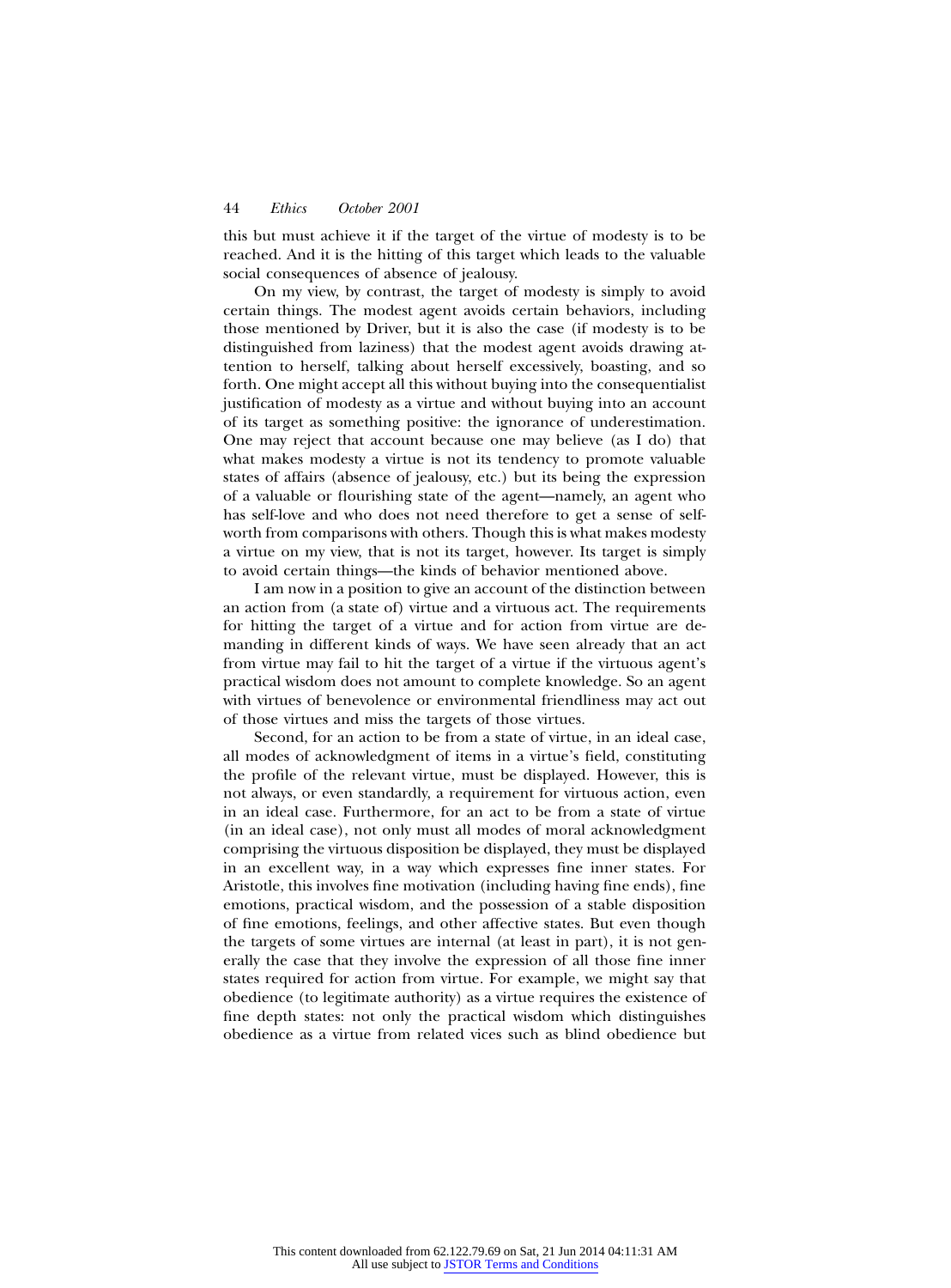this but must achieve it if the target of the virtue of modesty is to be reached. And it is the hitting of this target which leads to the valuable social consequences of absence of jealousy.

On my view, by contrast, the target of modesty is simply to avoid certain things. The modest agent avoids certain behaviors, including those mentioned by Driver, but it is also the case (if modesty is to be distinguished from laziness) that the modest agent avoids drawing attention to herself, talking about herself excessively, boasting, and so forth. One might accept all this without buying into the consequentialist justification of modesty as a virtue and without buying into an account of its target as something positive: the ignorance of underestimation. One may reject that account because one may believe (as I do) that what makes modesty a virtue is not its tendency to promote valuable states of affairs (absence of jealousy, etc.) but its being the expression of a valuable or flourishing state of the agent—namely, an agent who has self-love and who does not need therefore to get a sense of self-worth from comparisons with others. Though this is what makes modesty a virtue on my view, that is not its target, however. Its target is simply to avoid certain things—the kinds of behavior mentioned above.

I am now in a position to give an account of the distinction between an action from (a state of) virtue and a virtuous act. The requirements for hitting the target of a virtue and for action from virtue are demanding in different kinds of ways. We have seen already that an act from virtue may fail to hit the target of a virtue if the virtuous agent's practical wisdom does not amount to complete knowledge. So an agent with virtues of benevolence or environmental friendliness may act out of those virtues and miss the targets of those virtues.

Second, for an action to be from a state of virtue, in an ideal case, all modes of acknowledgment of items in a virtue's field, constituting the profile of the relevant virtue, must be displayed. However, this is not always, or even standardly, a requirement for virtuous action, even in an ideal case. Furthermore, for an act to be from a state of virtue (in an ideal case), not only must all modes of moral acknowledgment comprising the virtuous disposition be displayed, they must be displayed in an excellent way, in a way which expresses fine inner states. For Aristotle, this involves fine motivation (including having fine ends), fine emotions, practical wisdom, and the possession of a stable disposition of fine emotions, feelings, and other affective states. But even though the targets of some virtues are internal (at least in part), it is not generally the case that they involve the expression of all those fine inner states required for action from virtue. For example, we might say that obedience (to legitimate authority) as a virtue requires the existence of fine depth states: not only the practical wisdom which distinguishes obedience as a virtue from related vices such as blind obedience but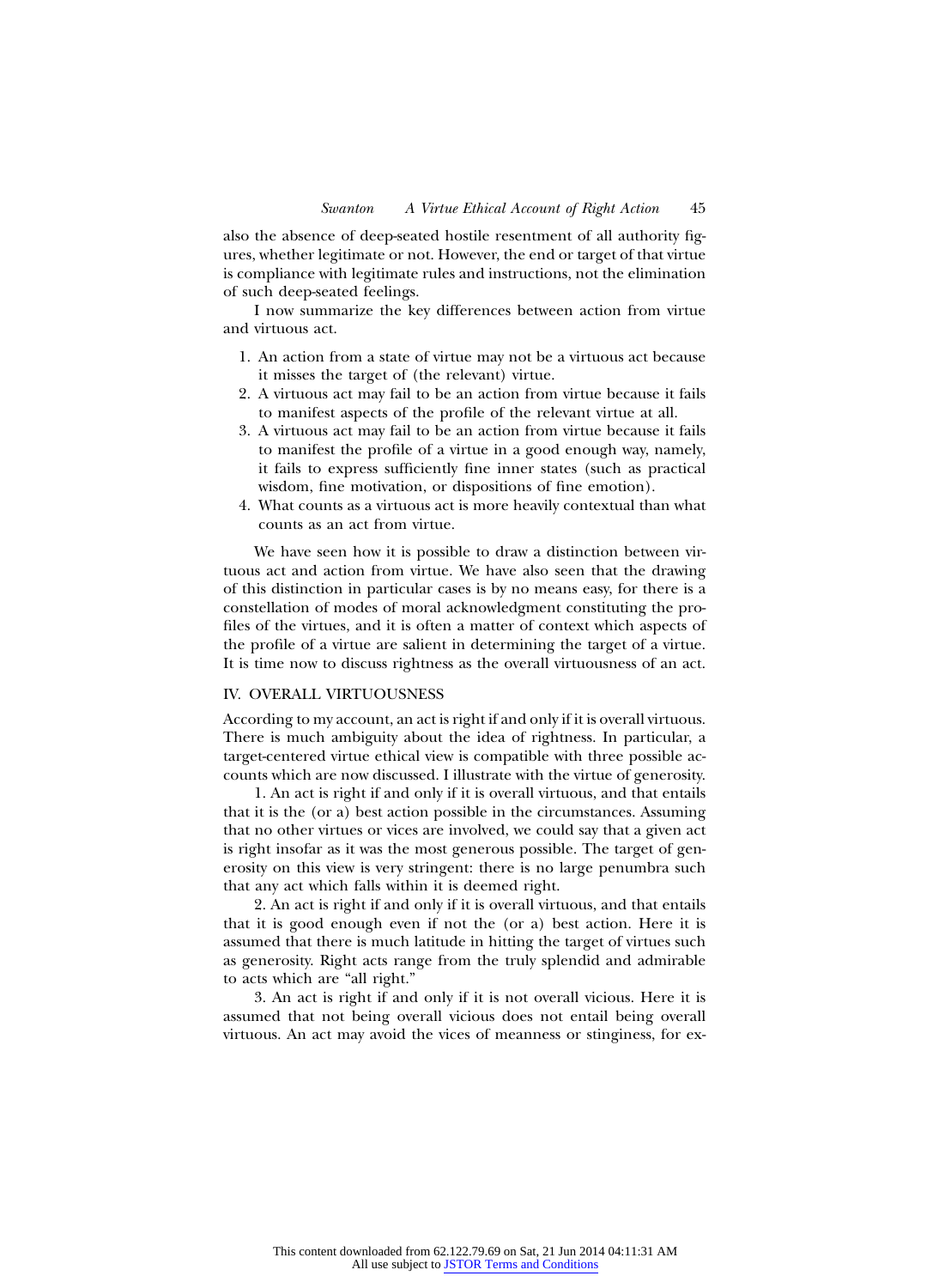also the absence of deep-seated hostile resentment of all authority figures, whether legitimate or not. However, the end or target of that virtue is compliance with legitimate rules and instructions, not the elimination of such deep-seated feelings.

I now summarize the key differences between action from virtue and virtuous act.

1. An action from a state of virtue may not be a virtuous act because it misses the target of (the relevant) virtue.
2. A virtuous act may fail to be an action from virtue because it fails to manifest aspects of the profile of the relevant virtue at all.
3. A virtuous act may fail to be an action from virtue because it fails to manifest the profile of a virtue in a good enough way, namely, it fails to express sufficiently fine inner states (such as practical wisdom, fine motivation, or dispositions of fine emotion).
4. What counts as a virtuous act is more heavily contextual than what counts as an act from virtue.

We have seen how it is possible to draw a distinction between virtuous act and action from virtue. We have also seen that the drawing of this distinction in particular cases is by no means easy, for there is a constellation of modes of moral acknowledgment constituting the profiles of the virtues, and it is often a matter of context which aspects of the profile of a virtue are salient in determining the target of a virtue. It is time now to discuss rightness as the overall virtuousness of an act.

## IV. OVERALL VIRTUOUSNESS

According to my account, an act is right if and only if it is overall virtuous. There is much ambiguity about the idea of rightness. In particular, a target-centered virtue ethical view is compatible with three possible accounts which are now discussed. I illustrate with the virtue of generosity.

1. An act is right if and only if it is overall virtuous, and that entails that it is the (or a) best action possible in the circumstances. Assuming that no other virtues or vices are involved, we could say that a given act is right insofar as it was the most generous possible. The target of generosity on this view is very stringent: there is no large penumbra such that any act which falls within it is deemed right.

2. An act is right if and only if it is overall virtuous, and that entails that it is good enough even if not the (or a) best action. Here it is assumed that there is much latitude in hitting the target of virtues such as generosity. Right acts range from the truly splendid and admirable to acts which are "all right."

3. An act is right if and only if it is not overall vicious. Here it is assumed that not being overall vicious does not entail being overall virtuous. An act may avoid the vices of meanness or stinginess, for ex-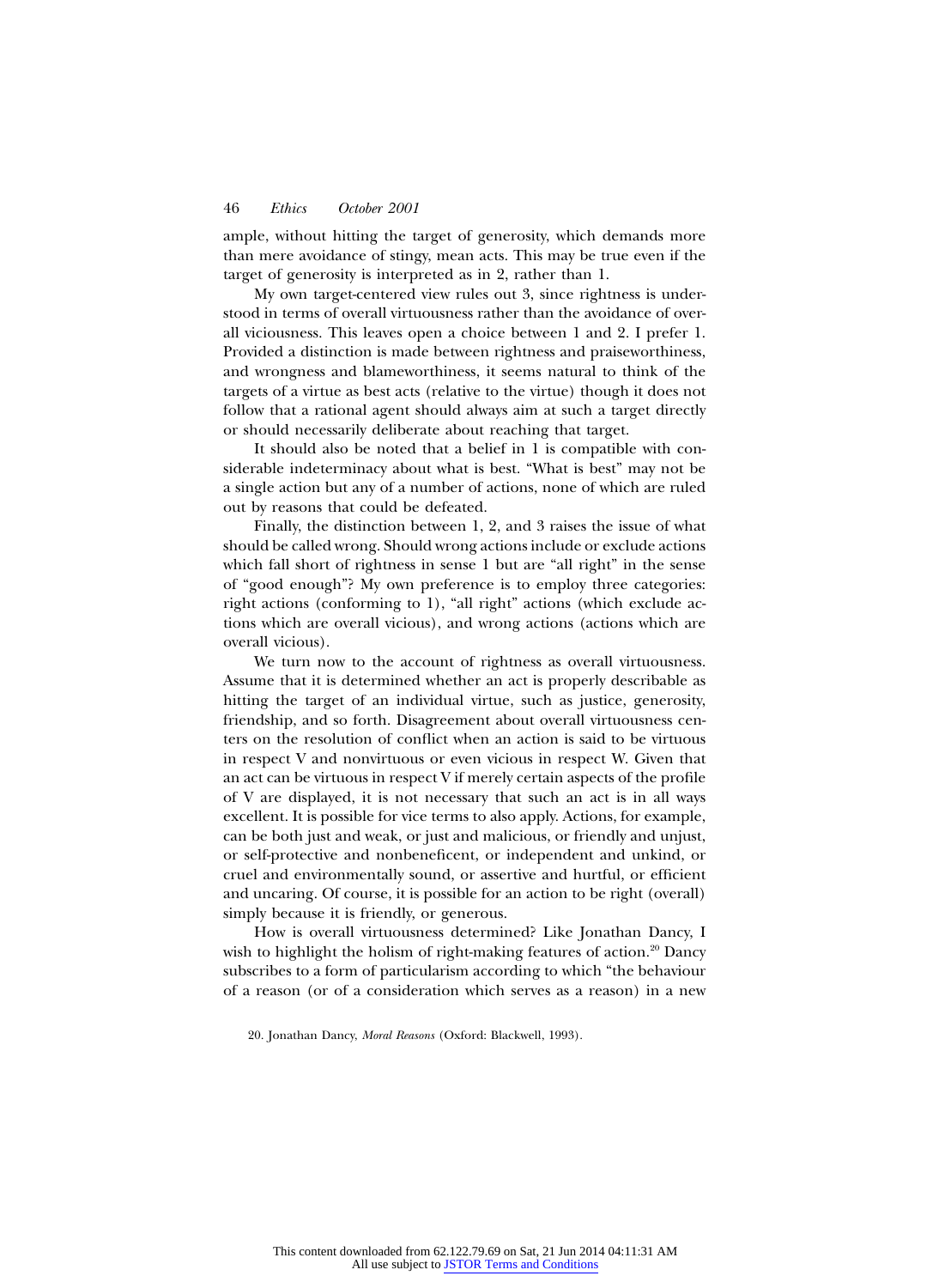ample, without hitting the target of generosity, which demands more than mere avoidance of stingy, mean acts. This may be true even if the target of generosity is interpreted as in 2, rather than 1.

My own target-centered view rules out 3, since rightness is understood in terms of overall virtuousness rather than the avoidance of overall viciousness. This leaves open a choice between 1 and 2. I prefer 1. Provided a distinction is made between rightness and praiseworthiness, and wrongness and blameworthiness, it seems natural to think of the targets of a virtue as best acts (relative to the virtue) though it does not follow that a rational agent should always aim at such a target directly or should necessarily deliberate about reaching that target.

It should also be noted that a belief in 1 is compatible with considerable indeterminacy about what is best. "What is best" may not be a single action but any of a number of actions, none of which are ruled out by reasons that could be defeated.

Finally, the distinction between 1, 2, and 3 raises the issue of what should be called wrong. Should wrong actions include or exclude actions which fall short of rightness in sense 1 but are "all right" in the sense of "good enough"? My own preference is to employ three categories: right actions (conforming to 1), "all right" actions (which exclude actions which are overall vicious), and wrong actions (actions which are overall vicious).

We turn now to the account of rightness as overall virtuousness. Assume that it is determined whether an act is properly describable as hitting the target of an individual virtue, such as justice, generosity, friendship, and so forth. Disagreement about overall virtuousness centers on the resolution of conflict when an action is said to be virtuous in respect V and nonvirtuous or even vicious in respect W. Given that an act can be virtuous in respect V if merely certain aspects of the profile of V are displayed, it is not necessary that such an act is in all ways excellent. It is possible for vice terms to also apply. Actions, for example, can be both just and weak, or just and malicious, or friendly and unjust, or self-protective and nonbeneficent, or independent and unkind, or cruel and environmentally sound, or assertive and hurtful, or efficient and uncaring. Of course, it is possible for an action to be right (overall) simply because it is friendly, or generous.

How is overall virtuousness determined? Like Jonathan Dancy, I wish to highlight the holism of right-making features of action.[20] Dancy subscribes to a form of particularism according to which "the behaviour of a reason (or of a consideration which serves as a reason) in a new

20. Jonathan Dancy, *Moral Reasons* (Oxford: Blackwell, 1993).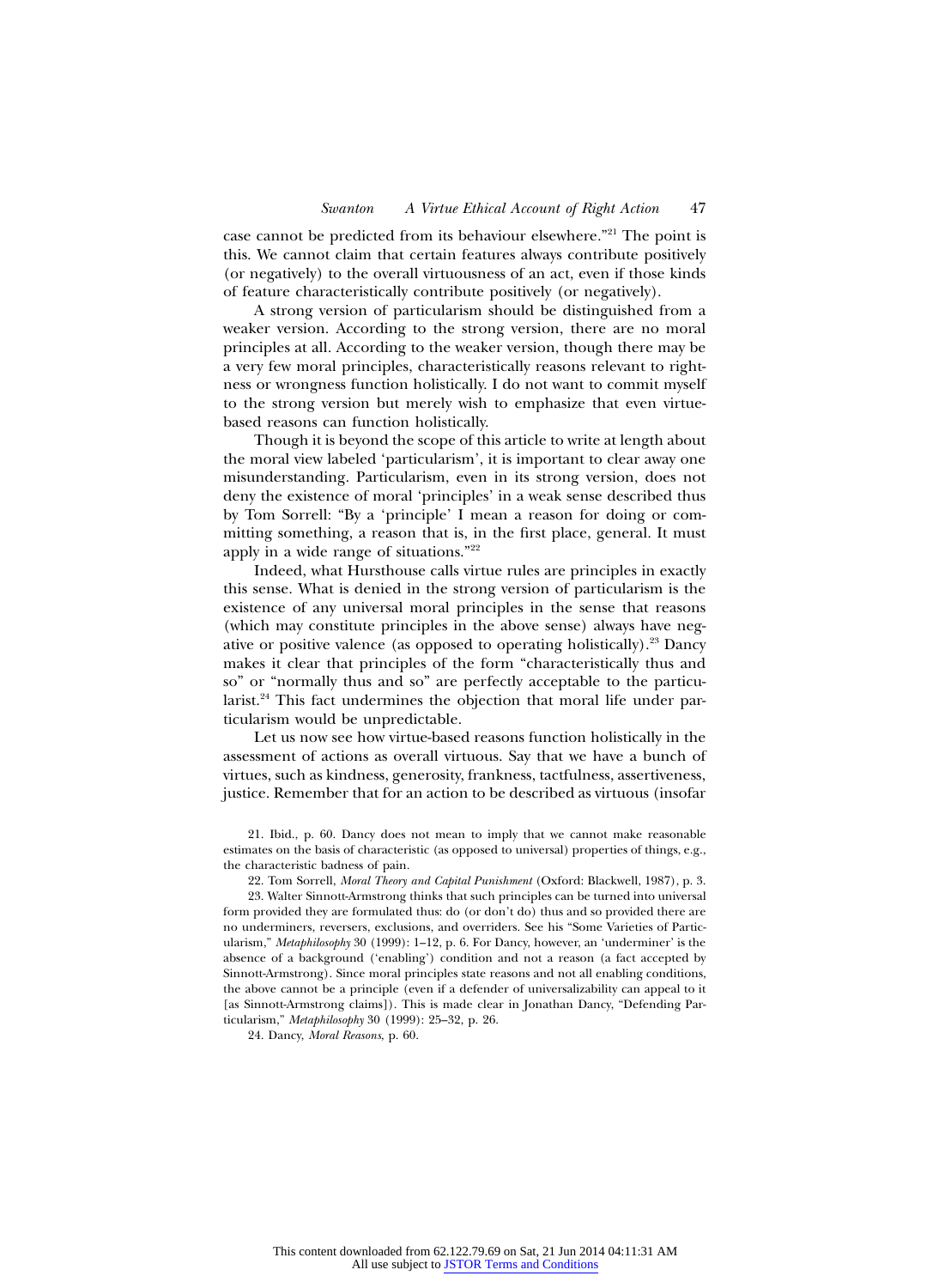case cannot be predicted from its behaviour elsewhere."[21] The point is this. We cannot claim that certain features always contribute positively (or negatively) to the overall virtuousness of an act, even if those kinds of feature characteristically contribute positively (or negatively).

A strong version of particularism should be distinguished from a weaker version. According to the strong version, there are no moral principles at all. According to the weaker version, though there may be a very few moral principles, characteristically reasons relevant to rightness or wrongness function holistically. I do not want to commit myself to the strong version but merely wish to emphasize that even virtue-based reasons can function holistically.

Though it is beyond the scope of this article to write at length about the moral view labeled 'particularism', it is important to clear away one misunderstanding. Particularism, even in its strong version, does not deny the existence of moral 'principles' in a weak sense described thus by Tom Sorrell: "By a 'principle' I mean a reason for doing or committing something, a reason that is, in the first place, general. It must apply in a wide range of situations."[22]

Indeed, what Hursthouse calls virtue rules are principles in exactly this sense. What is denied in the strong version of particularism is the existence of any universal moral principles in the sense that reasons (which may constitute principles in the above sense) always have negative or positive valence (as opposed to operating holistically).[23] Dancy makes it clear that principles of the form "characteristically thus and so" or "normally thus and so" are perfectly acceptable to the particularist.[24] This fact undermines the objection that moral life under particularism would be unpredictable.

Let us now see how virtue-based reasons function holistically in the assessment of actions as overall virtuous. Say that we have a bunch of virtues, such as kindness, generosity, frankness, tactfulness, assertiveness, justice. Remember that for an action to be described as virtuous (insofar

21. Ibid., p. 60. Dancy does not mean to imply that we cannot make reasonable estimates on the basis of characteristic (as opposed to universal) properties of things, e.g., the characteristic badness of pain.

22. Tom Sorrell, *Moral Theory and Capital Punishment* (Oxford: Blackwell, 1987), p. 3.

23. Walter Sinnott-Armstrong thinks that such principles can be turned into universal form provided they are formulated thus: do (or don't do) thus and so provided there are no underminers, reversers, exclusions, and overriders. See his "Some Varieties of Particularism," *Metaphilosophy* 30 (1999): 1–12, p. 6. For Dancy, however, an 'underminer' is the absence of a background ('enabling') condition and not a reason (a fact accepted by Sinnott-Armstrong). Since moral principles state reasons and not all enabling conditions, the above cannot be a principle (even if a defender of universalizability can appeal to it [as Sinnott-Armstrong claims]). This is made clear in Jonathan Dancy, "Defending Particularism," *Metaphilosophy* 30 (1999): 25–32, p. 26.

24. Dancy, *Moral Reasons*, p. 60.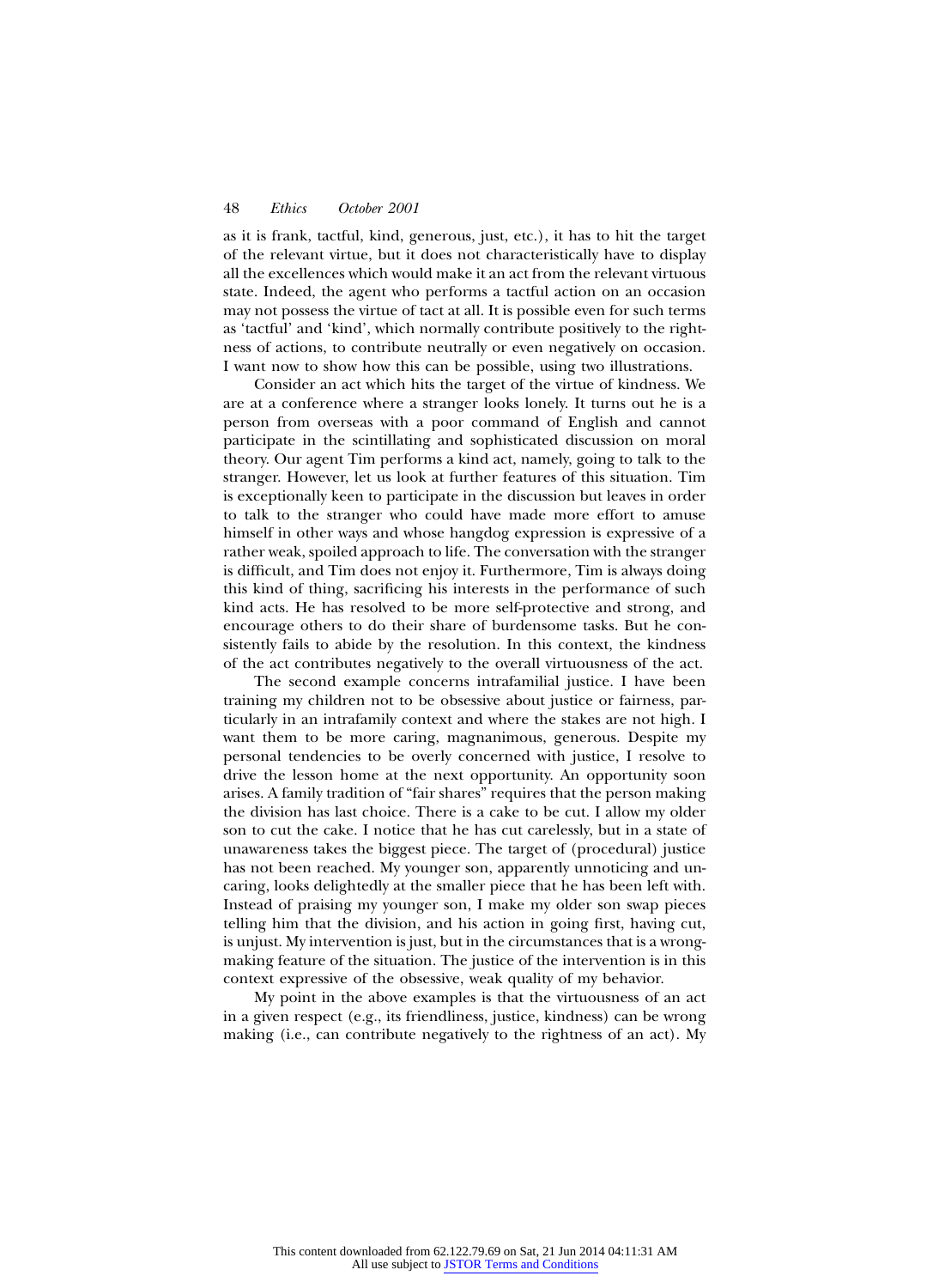as it is frank, tactful, kind, generous, just, etc.), it has to hit the target of the relevant virtue, but it does not characteristically have to display all the excellences which would make it an act from the relevant virtuous state. Indeed, the agent who performs a tactful action on an occasion may not possess the virtue of tact at all. It is possible even for such terms as 'tactful' and 'kind', which normally contribute positively to the rightness of actions, to contribute neutrally or even negatively on occasion. I want now to show how this can be possible, using two illustrations.

Consider an act which hits the target of the virtue of kindness. We are at a conference where a stranger looks lonely. It turns out he is a person from overseas with a poor command of English and cannot participate in the scintillating and sophisticated discussion on moral theory. Our agent Tim performs a kind act, namely, going to talk to the stranger. However, let us look at further features of this situation. Tim is exceptionally keen to participate in the discussion but leaves in order to talk to the stranger who could have made more effort to amuse himself in other ways and whose hangdog expression is expressive of a rather weak, spoiled approach to life. The conversation with the stranger is difficult, and Tim does not enjoy it. Furthermore, Tim is always doing this kind of thing, sacrificing his interests in the performance of such kind acts. He has resolved to be more self-protective and strong, and encourage others to do their share of burdensome tasks. But he consistently fails to abide by the resolution. In this context, the kindness of the act contributes negatively to the overall virtuousness of the act.

The second example concerns intrafamilial justice. I have been training my children not to be obsessive about justice or fairness, particularly in an intrafamily context and where the stakes are not high. I want them to be more caring, magnanimous, generous. Despite my personal tendencies to be overly concerned with justice, I resolve to drive the lesson home at the next opportunity. An opportunity soon arises. A family tradition of "fair shares" requires that the person making the division has last choice. There is a cake to be cut. I allow my older son to cut the cake. I notice that he has cut carelessly, but in a state of unawareness takes the biggest piece. The target of (procedural) justice has not been reached. My younger son, apparently unnoticing and uncaring, looks delightedly at the smaller piece that he has been left with. Instead of praising my younger son, I make my older son swap pieces telling him that the division, and his action in going first, having cut, is unjust. My intervention is just, but in the circumstances that is a wrong-making feature of the situation. The justice of the intervention is in this context expressive of the obsessive, weak quality of my behavior.

My point in the above examples is that the virtuousness of an act in a given respect (e.g., its friendliness, justice, kindness) can be wrong making (i.e., can contribute negatively to the rightness of an act). My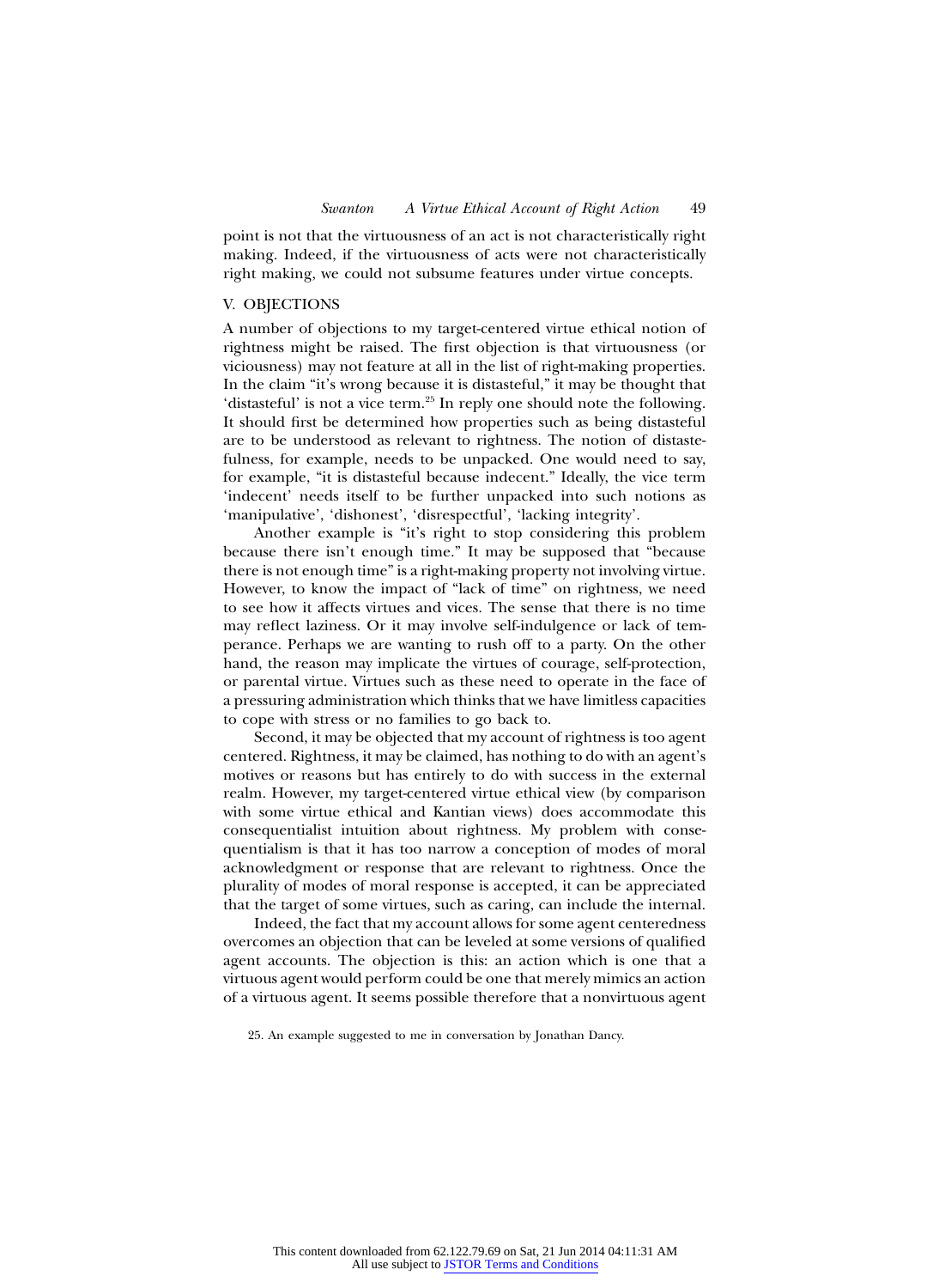point is not that the virtuousness of an act is not characteristically right making. Indeed, if the virtuousness of acts were not characteristically right making, we could not subsume features under virtue concepts.

## V. OBJECTIONS

A number of objections to my target-centered virtue ethical notion of rightness might be raised. The first objection is that virtuousness (or viciousness) may not feature at all in the list of right-making properties. In the claim "it's wrong because it is distasteful," it may be thought that 'distasteful' is not a vice term.[25] In reply one should note the following. It should first be determined how properties such as being distasteful are to be understood as relevant to rightness. The notion of distastefulness, for example, needs to be unpacked. One would need to say, for example, "it is distasteful because indecent." Ideally, the vice term 'indecent' needs itself to be further unpacked into such notions as 'manipulative', 'dishonest', 'disrespectful', 'lacking integrity'.

Another example is "it's right to stop considering this problem because there isn't enough time." It may be supposed that "because there is not enough time" is a right-making property not involving virtue. However, to know the impact of "lack of time" on rightness, we need to see how it affects virtues and vices. The sense that there is no time may reflect laziness. Or it may involve self-indulgence or lack of temperance. Perhaps we are wanting to rush off to a party. On the other hand, the reason may implicate the virtues of courage, self-protection, or parental virtue. Virtues such as these need to operate in the face of a pressuring administration which thinks that we have limitless capacities to cope with stress or no families to go back to.

Second, it may be objected that my account of rightness is too agent centered. Rightness, it may be claimed, has nothing to do with an agent's motives or reasons but has entirely to do with success in the external realm. However, my target-centered virtue ethical view (by comparison with some virtue ethical and Kantian views) does accommodate this consequentialist intuition about rightness. My problem with consequentialism is that it has too narrow a conception of modes of moral acknowledgment or response that are relevant to rightness. Once the plurality of modes of moral response is accepted, it can be appreciated that the target of some virtues, such as caring, can include the internal.

Indeed, the fact that my account allows for some agent centeredness overcomes an objection that can be leveled at some versions of qualified agent accounts. The objection is this: an action which is one that a virtuous agent would perform could be one that merely mimics an action of a virtuous agent. It seems possible therefore that a nonvirtuous agent

25. An example suggested to me in conversation by Jonathan Dancy.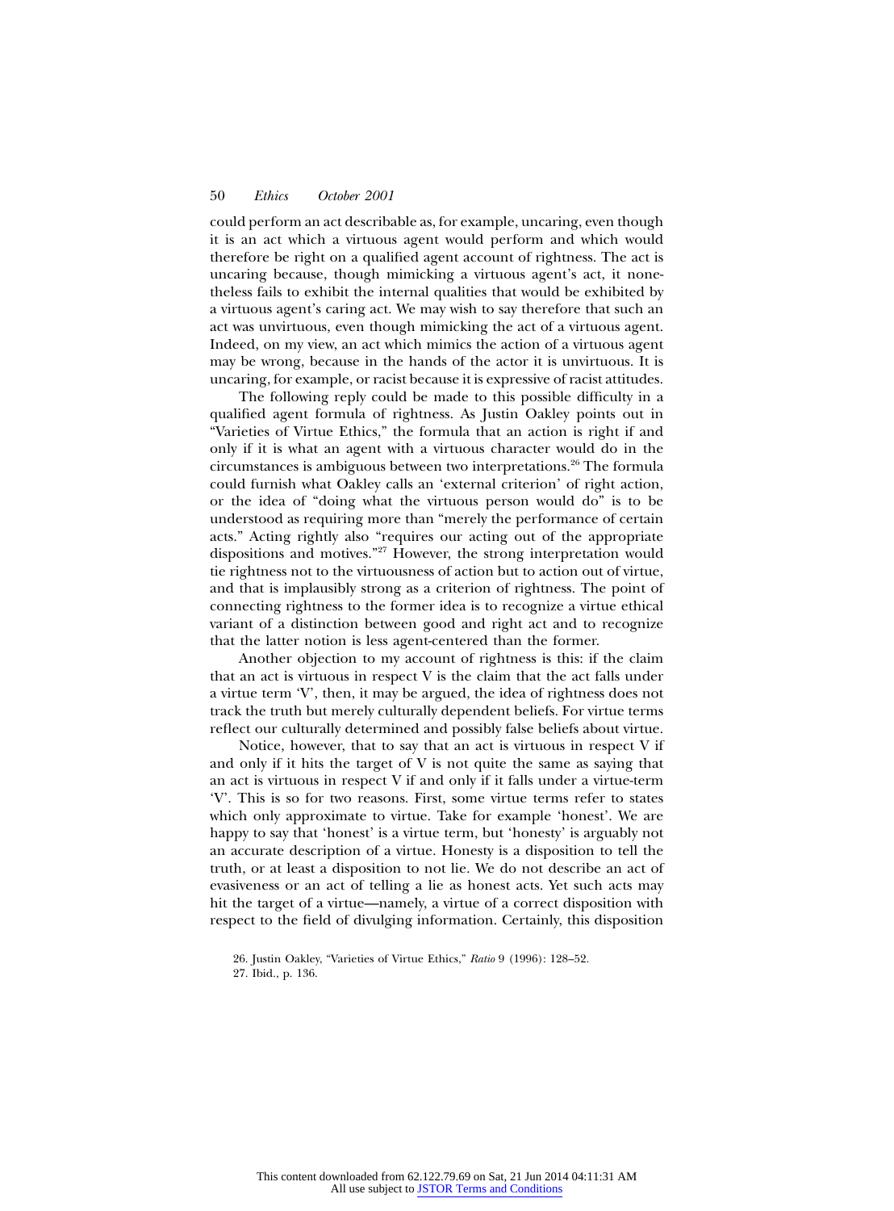could perform an act describable as, for example, uncaring, even though it is an act which a virtuous agent would perform and which would therefore be right on a qualified agent account of rightness. The act is uncaring because, though mimicking a virtuous agent's act, it nonetheless fails to exhibit the internal qualities that would be exhibited by a virtuous agent's caring act. We may wish to say therefore that such an act was unvirtuous, even though mimicking the act of a virtuous agent. Indeed, on my view, an act which mimics the action of a virtuous agent may be wrong, because in the hands of the actor it is unvirtuous. It is uncaring, for example, or racist because it is expressive of racist attitudes.

The following reply could be made to this possible difficulty in a qualified agent formula of rightness. As Justin Oakley points out in "Varieties of Virtue Ethics," the formula that an action is right if and only if it is what an agent with a virtuous character would do in the circumstances is ambiguous between two interpretations.[26] The formula could furnish what Oakley calls an 'external criterion' of right action, or the idea of "doing what the virtuous person would do" is to be understood as requiring more than "merely the performance of certain acts." Acting rightly also "requires our acting out of the appropriate dispositions and motives."[27] However, the strong interpretation would tie rightness not to the virtuousness of action but to action out of virtue, and that is implausibly strong as a criterion of rightness. The point of connecting rightness to the former idea is to recognize a virtue ethical variant of a distinction between good and right act and to recognize that the latter notion is less agent-centered than the former.

Another objection to my account of rightness is this: if the claim that an act is virtuous in respect V is the claim that the act falls under a virtue term 'V', then, it may be argued, the idea of rightness does not track the truth but merely culturally dependent beliefs. For virtue terms reflect our culturally determined and possibly false beliefs about virtue.

Notice, however, that to say that an act is virtuous in respect V if and only if it hits the target of V is not quite the same as saying that an act is virtuous in respect V if and only if it falls under a virtue-term 'V'. This is so for two reasons. First, some virtue terms refer to states which only approximate to virtue. Take for example 'honest'. We are happy to say that 'honest' is a virtue term, but 'honesty' is arguably not an accurate description of a virtue. Honesty is a disposition to tell the truth, or at least a disposition to not lie. We do not describe an act of evasiveness or an act of telling a lie as honest acts. Yet such acts may hit the target of a virtue—namely, a virtue of a correct disposition with respect to the field of divulging information. Certainly, this disposition

26. Justin Oakley, "Varieties of Virtue Ethics," *Ratio* 9 (1996): 128–52.

27. Ibid., p. 136.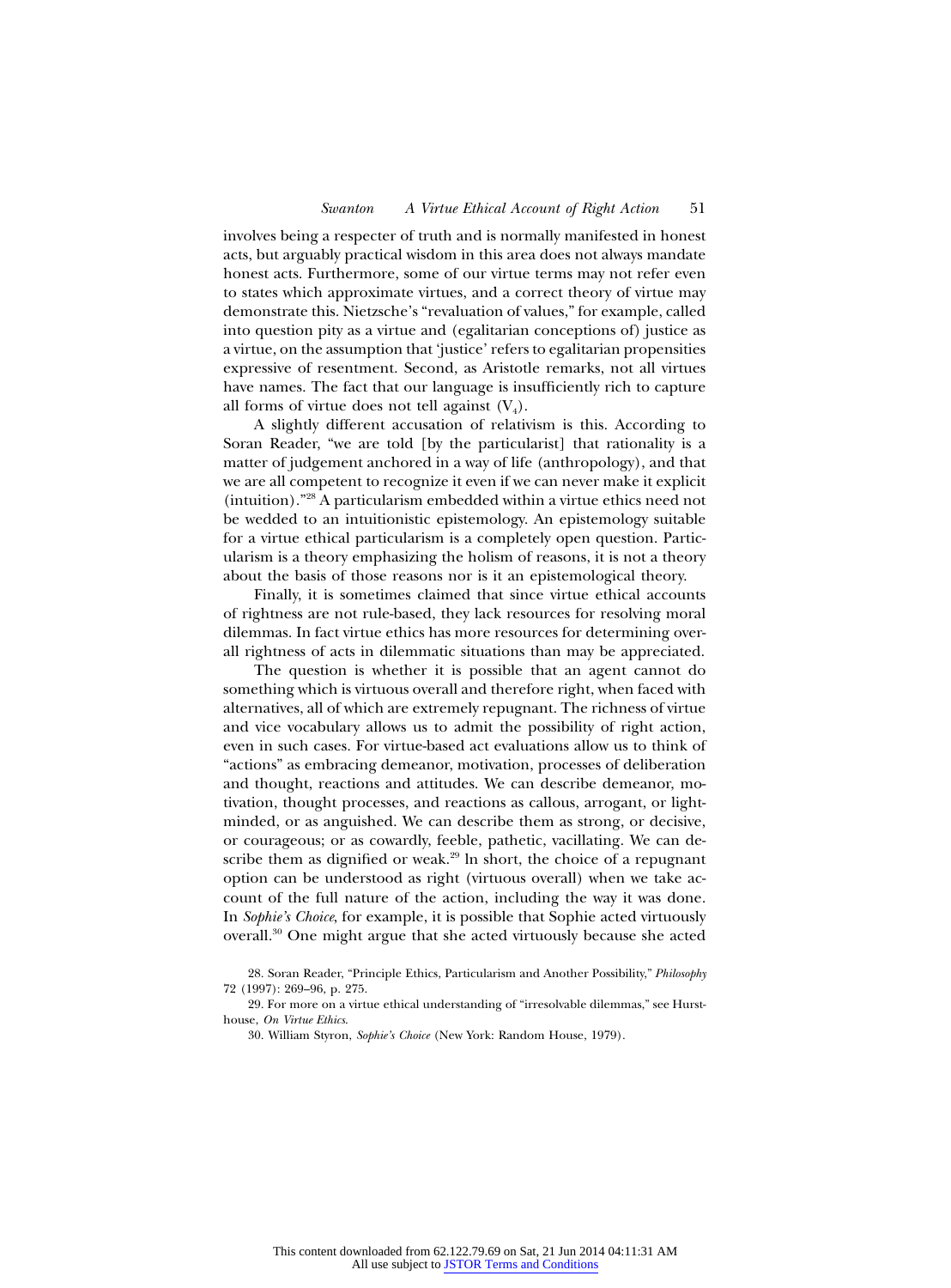involves being a respecter of truth and is normally manifested in honest acts, but arguably practical wisdom in this area does not always mandate honest acts. Furthermore, some of our virtue terms may not refer even to states which approximate virtues, and a correct theory of virtue may demonstrate this. Nietzsche's "revaluation of values," for example, called into question pity as a virtue and (egalitarian conceptions of) justice as a virtue, on the assumption that 'justice' refers to egalitarian propensities expressive of resentment. Second, as Aristotle remarks, not all virtues have names. The fact that our language is insufficiently rich to capture all forms of virtue does not tell against ($V_4$).

A slightly different accusation of relativism is this. According to Soran Reader, "we are told [by the particularist] that rationality is a matter of judgement anchored in a way of life (anthropology), and that we are all competent to recognize it even if we can never make it explicit (intuition)."[28] A particularism embedded within a virtue ethics need not be wedded to an intuitionistic epistemology. An epistemology suitable for a virtue ethical particularism is a completely open question. Particularism is a theory emphasizing the holism of reasons, it is not a theory about the basis of those reasons nor is it an epistemological theory.

Finally, it is sometimes claimed that since virtue ethical accounts of rightness are not rule-based, they lack resources for resolving moral dilemmas. In fact virtue ethics has more resources for determining overall rightness of acts in dilemmatic situations than may be appreciated.

The question is whether it is possible that an agent cannot do something which is virtuous overall and therefore right, when faced with alternatives, all of which are extremely repugnant. The richness of virtue and vice vocabulary allows us to admit the possibility of right action, even in such cases. For virtue-based act evaluations allow us to think of "actions" as embracing demeanor, motivation, processes of deliberation and thought, reactions and attitudes. We can describe demeanor, motivation, thought processes, and reactions as callous, arrogant, or light-minded, or as anguished. We can describe them as strong, or decisive, or courageous; or as cowardly, feeble, pathetic, vacillating. We can describe them as dignified or weak.[29] In short, the choice of a repugnant option can be understood as right (virtuous overall) when we take account of the full nature of the action, including the way it was done. In *Sophie's Choice*, for example, it is possible that Sophie acted virtuously overall.[30] One might argue that she acted virtuously because she acted

28. Soran Reader, "Principle Ethics, Particularism and Another Possibility," *Philosophy* 72 (1997): 269–96, p. 275.

29. For more on a virtue ethical understanding of "irresolvable dilemmas," see Hursthouse, *On Virtue Ethics*.

30. William Styron, *Sophie's Choice* (New York: Random House, 1979).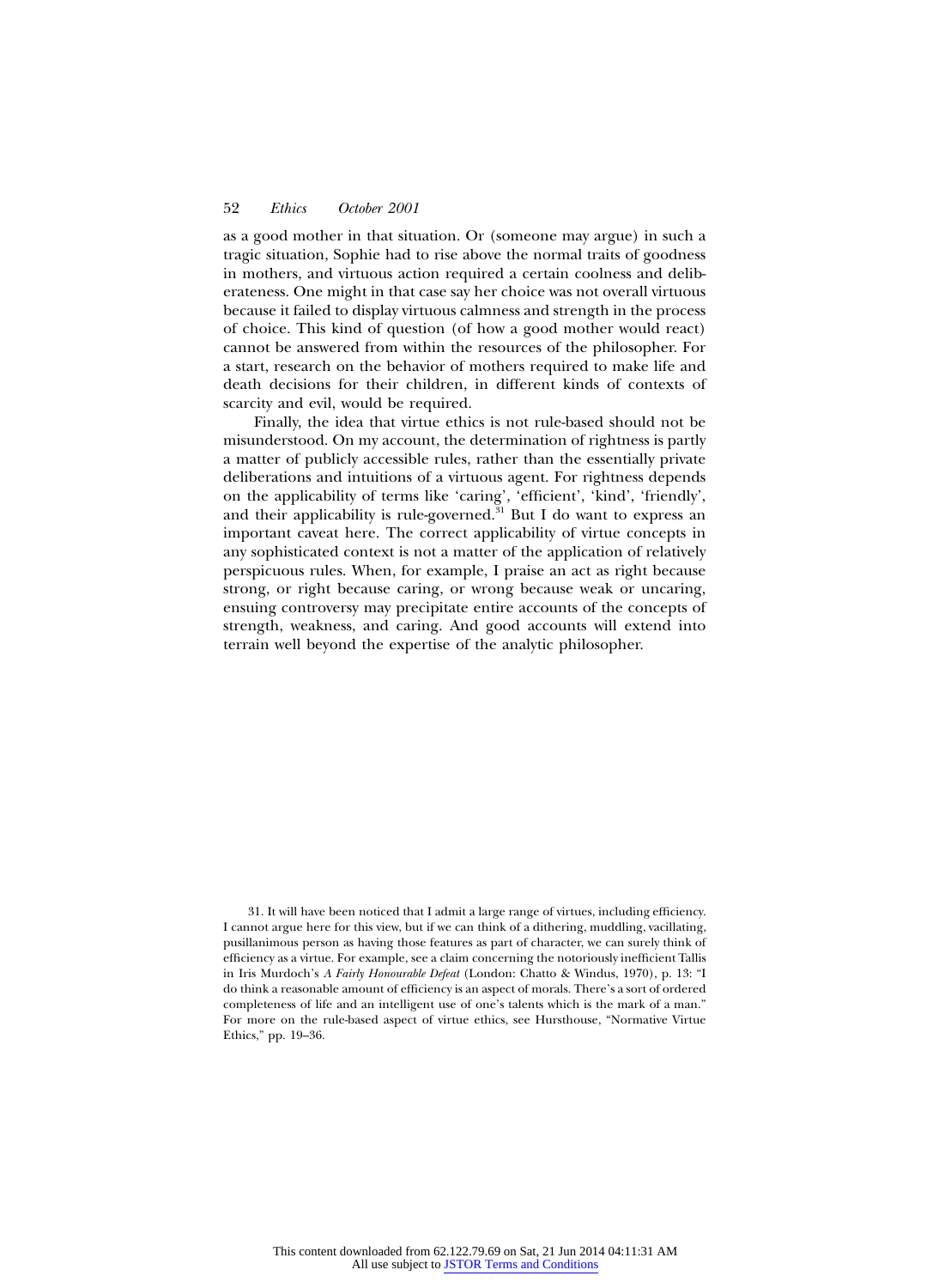as a good mother in that situation. Or (someone may argue) in such a tragic situation, Sophie had to rise above the normal traits of goodness in mothers, and virtuous action required a certain coolness and deliberateness. One might in that case say her choice was not overall virtuous because it failed to display virtuous calmness and strength in the process of choice. This kind of question (of how a good mother would react) cannot be answered from within the resources of the philosopher. For a start, research on the behavior of mothers required to make life and death decisions for their children, in different kinds of contexts of scarcity and evil, would be required.

Finally, the idea that virtue ethics is not rule-based should not be misunderstood. On my account, the determination of rightness is partly a matter of publicly accessible rules, rather than the essentially private deliberations and intuitions of a virtuous agent. For rightness depends on the applicability of terms like 'caring', 'efficient', 'kind', 'friendly', and their applicability is rule-governed.[31] But I do want to express an important caveat here. The correct applicability of virtue concepts in any sophisticated context is not a matter of the application of relatively perspicuous rules. When, for example, I praise an act as right because strong, or right because caring, or wrong because weak or uncaring, ensuing controversy may precipitate entire accounts of the concepts of strength, weakness, and caring. And good accounts will extend into terrain well beyond the expertise of the analytic philosopher.

31. It will have been noticed that I admit a large range of virtues, including efficiency. I cannot argue here for this view, but if we can think of a dithering, muddling, vacillating, pusillanimous person as having those features as part of character, we can surely think of efficiency as a virtue. For example, see a claim concerning the notoriously inefficient Tallis in Iris Murdoch's *A Fairly Honourable Defeat* (London: Chatto & Windus, 1970), p. 13: "I do think a reasonable amount of efficiency is an aspect of morals. There's a sort of ordered completeness of life and an intelligent use of one's talents which is the mark of a man." For more on the rule-based aspect of virtue ethics, see Hursthouse, "Normative Virtue Ethics," pp. 19–36.